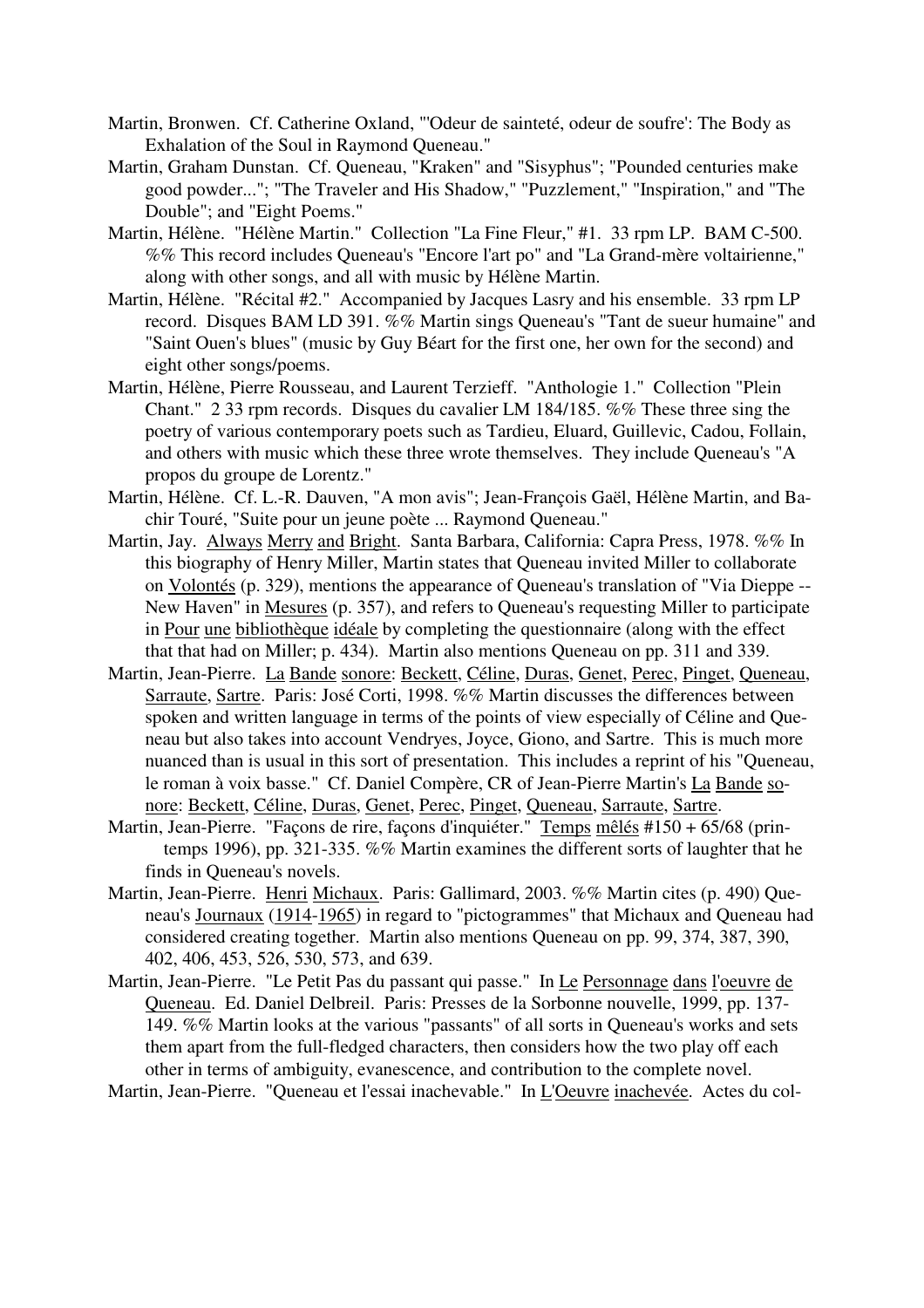Martin, Bronwen. Cf. Catherine Oxland, "'Odeur de sainteté, odeur de soufre': The Body as Exhalation of the Soul in Raymond Queneau."

Martin, Graham Dunstan. Cf. Queneau, "Kraken" and "Sisyphus"; "Pounded centuries make good powder..."; "The Traveler and His Shadow," "Puzzlement," "Inspiration," and "The Double"; and "Eight Poems."

Martin, Hélène. "Hélène Martin." Collection "La Fine Fleur," #1. 33 rpm LP. BAM C-500. %% This record includes Queneau's "Encore l'art po" and "La Grand-mère voltairienne," along with other songs, and all with music by Hélène Martin.

Martin, Hélène. "Récital #2." Accompanied by Jacques Lasry and his ensemble. 33 rpm LP record. Disques BAM LD 391. %% Martin sings Queneau's "Tant de sueur humaine" and "Saint Ouen's blues" (music by Guy Béart for the first one, her own for the second) and eight other songs/poems.

Martin, Hélène, Pierre Rousseau, and Laurent Terzieff. "Anthologie 1." Collection "Plein Chant." 2 33 rpm records. Disques du cavalier LM 184/185. %% These three sing the poetry of various contemporary poets such as Tardieu, Eluard, Guillevic, Cadou, Follain, and others with music which these three wrote themselves. They include Queneau's "A propos du groupe de Lorentz."

Martin, Hélène. Cf. L.-R. Dauven, "A mon avis"; Jean-François Gaël, Hélène Martin, and Bachir Touré, "Suite pour un jeune poète ... Raymond Queneau."

Martin, Jay. Always Merry and Bright. Santa Barbara, California: Capra Press, 1978. %% In this biography of Henry Miller, Martin states that Queneau invited Miller to collaborate on Volontés (p. 329), mentions the appearance of Queneau's translation of "Via Dieppe -- New Haven" in Mesures (p. 357), and refers to Queneau's requesting Miller to participate in Pour une bibliothèque idéale by completing the questionnaire (along with the effect that that had on Miller; p. 434). Martin also mentions Queneau on pp. 311 and 339.

Martin, Jean-Pierre. La Bande sonore: Beckett, Céline, Duras, Genet, Perec, Pinget, Queneau, Sarraute, Sartre. Paris: José Corti, 1998. %% Martin discusses the differences between spoken and written language in terms of the points of view especially of Céline and Queneau but also takes into account Vendryes, Joyce, Giono, and Sartre. This is much more nuanced than is usual in this sort of presentation. This includes a reprint of his "Queneau, le roman à voix basse." Cf. Daniel Compère, CR of Jean-Pierre Martin's La Bande sonore: Beckett, Céline, Duras, Genet, Perec, Pinget, Queneau, Sarraute, Sartre.

Martin, Jean-Pierre. "Façons de rire, façons d'inquiéter." Temps mêlés #150 + 65/68 (printemps 1996), pp. 321-335. %% Martin examines the different sorts of laughter that he finds in Queneau's novels.

Martin, Jean-Pierre. Henri Michaux. Paris: Gallimard, 2003. %% Martin cites (p. 490) Queneau's Journaux (1914-1965) in regard to "pictogrammes" that Michaux and Queneau had considered creating together. Martin also mentions Queneau on pp. 99, 374, 387, 390, 402, 406, 453, 526, 530, 573, and 639.

Martin, Jean-Pierre. "Le Petit Pas du passant qui passe." In Le Personnage dans l'oeuvre de Queneau. Ed. Daniel Delbreil. Paris: Presses de la Sorbonne nouvelle, 1999, pp. 137-149. %% Martin looks at the various "passants" of all sorts in Queneau's works and sets them apart from the full-fledged characters, then considers how the two play off each other in terms of ambiguity, evanescence, and contribution to the complete novel.

Martin, Jean-Pierre. "Queneau et l'essai inachevable." In L'Oeuvre inachevée. Actes du col-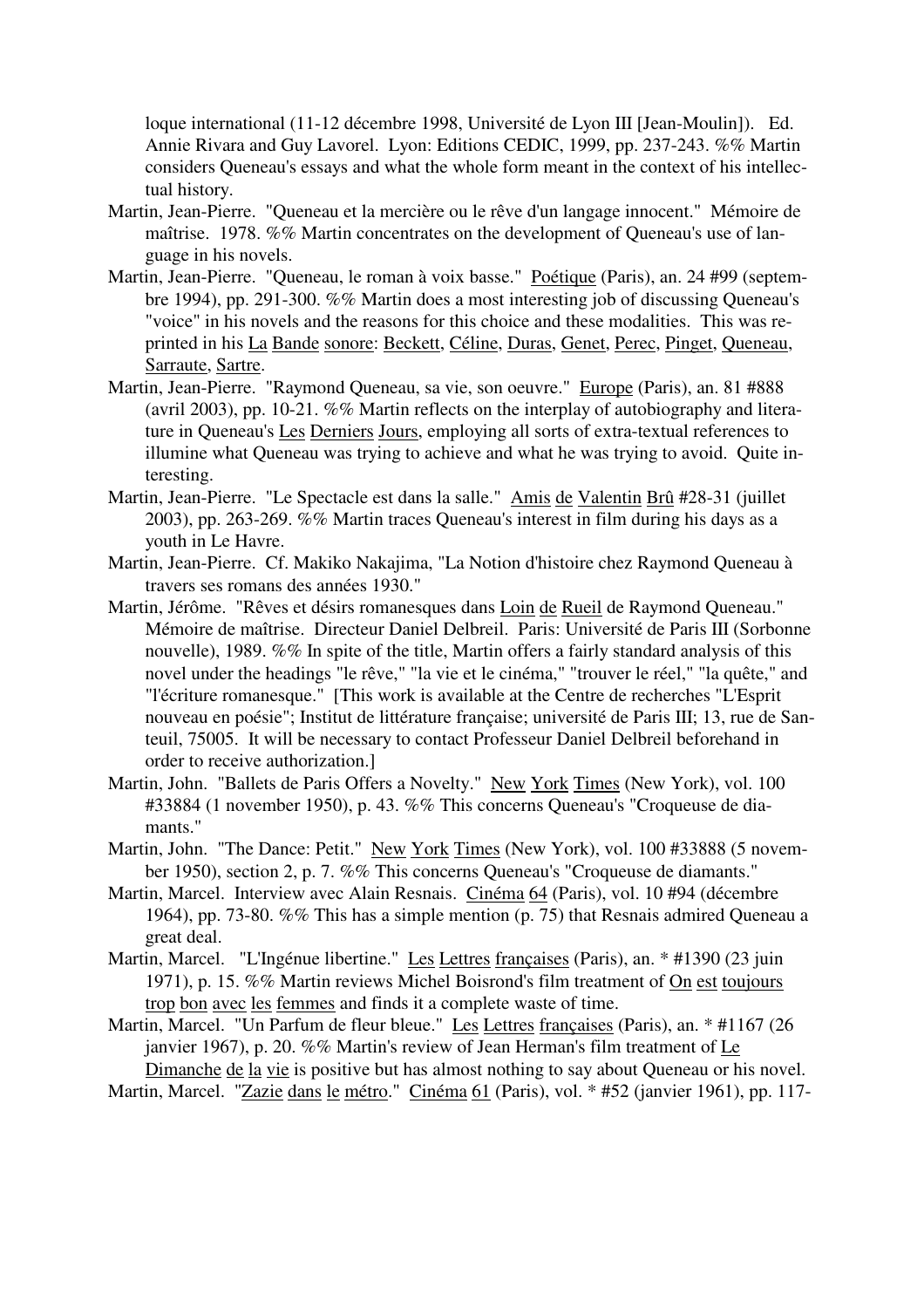loque international (11-12 décembre 1998, Université de Lyon III [Jean-Moulin]). Ed. Annie Rivara and Guy Lavorel. Lyon: Editions CEDIC, 1999, pp. 237-243. %% Martin considers Queneau's essays and what the whole form meant in the context of his intellectual history.

Martin, Jean-Pierre. "Queneau et la mercière ou le rêve d'un langage innocent." Mémoire de maîtrise. 1978. %% Martin concentrates on the development of Queneau's use of language in his novels.

Martin, Jean-Pierre. "Queneau, le roman à voix basse." Poétique (Paris), an. 24 #99 (septembre 1994), pp. 291-300. %% Martin does a most interesting job of discussing Queneau's "voice" in his novels and the reasons for this choice and these modalities. This was reprinted in his La Bande sonore: Beckett, Céline, Duras, Genet, Perec, Pinget, Queneau, Sarraute, Sartre.

Martin, Jean-Pierre. "Raymond Queneau, sa vie, son oeuvre." Europe (Paris), an. 81 #888 (avril 2003), pp. 10-21. %% Martin reflects on the interplay of autobiography and literature in Queneau's Les Derniers Jours, employing all sorts of extra-textual references to illumine what Queneau was trying to achieve and what he was trying to avoid. Quite interesting.

Martin, Jean-Pierre. "Le Spectacle est dans la salle." Amis de Valentin Brû #28-31 (juillet 2003), pp. 263-269. %% Martin traces Queneau's interest in film during his days as a youth in Le Havre.

Martin, Jean-Pierre. Cf. Makiko Nakajima, "La Notion d'histoire chez Raymond Queneau à travers ses romans des années 1930."

Martin, Jérôme. "Rêves et désirs romanesques dans Loin de Rueil de Raymond Queneau." Mémoire de maîtrise. Directeur Daniel Delbreil. Paris: Université de Paris III (Sorbonne nouvelle), 1989. %% In spite of the title, Martin offers a fairly standard analysis of this novel under the headings "le rêve," "la vie et le cinéma," "trouver le réel," "la quête," and "l'écriture romanesque." [This work is available at the Centre de recherches "L'Esprit nouveau en poésie"; Institut de littérature française; université de Paris III; 13, rue de Santeuil, 75005. It will be necessary to contact Professeur Daniel Delbreil beforehand in order to receive authorization.]

Martin, John. "Ballets de Paris Offers a Novelty." New York Times (New York), vol. 100 #33884 (1 november 1950), p. 43. %% This concerns Queneau's "Croqueuse de diamants."

Martin, John. "The Dance: Petit." New York Times (New York), vol. 100 #33888 (5 november 1950), section 2, p. 7. %% This concerns Queneau's "Croqueuse de diamants."

Martin, Marcel. Interview avec Alain Resnais. Cinéma 64 (Paris), vol. 10 #94 (décembre 1964), pp. 73-80. %% This has a simple mention (p. 75) that Resnais admired Queneau a great deal.

Martin, Marcel. "L'Ingénue libertine." Les Lettres françaises (Paris), an. * #1390 (23 juin 1971), p. 15. %% Martin reviews Michel Boisrond's film treatment of On est toujours trop bon avec les femmes and finds it a complete waste of time.

Martin, Marcel. "Un Parfum de fleur bleue." Les Lettres françaises (Paris), an. * #1167 (26 janvier 1967), p. 20. %% Martin's review of Jean Herman's film treatment of Le Dimanche de la vie is positive but has almost nothing to say about Queneau or his novel.

Martin, Marcel. "Zazie dans le métro." Cinéma 61 (Paris), vol. * #52 (janvier 1961), pp. 117-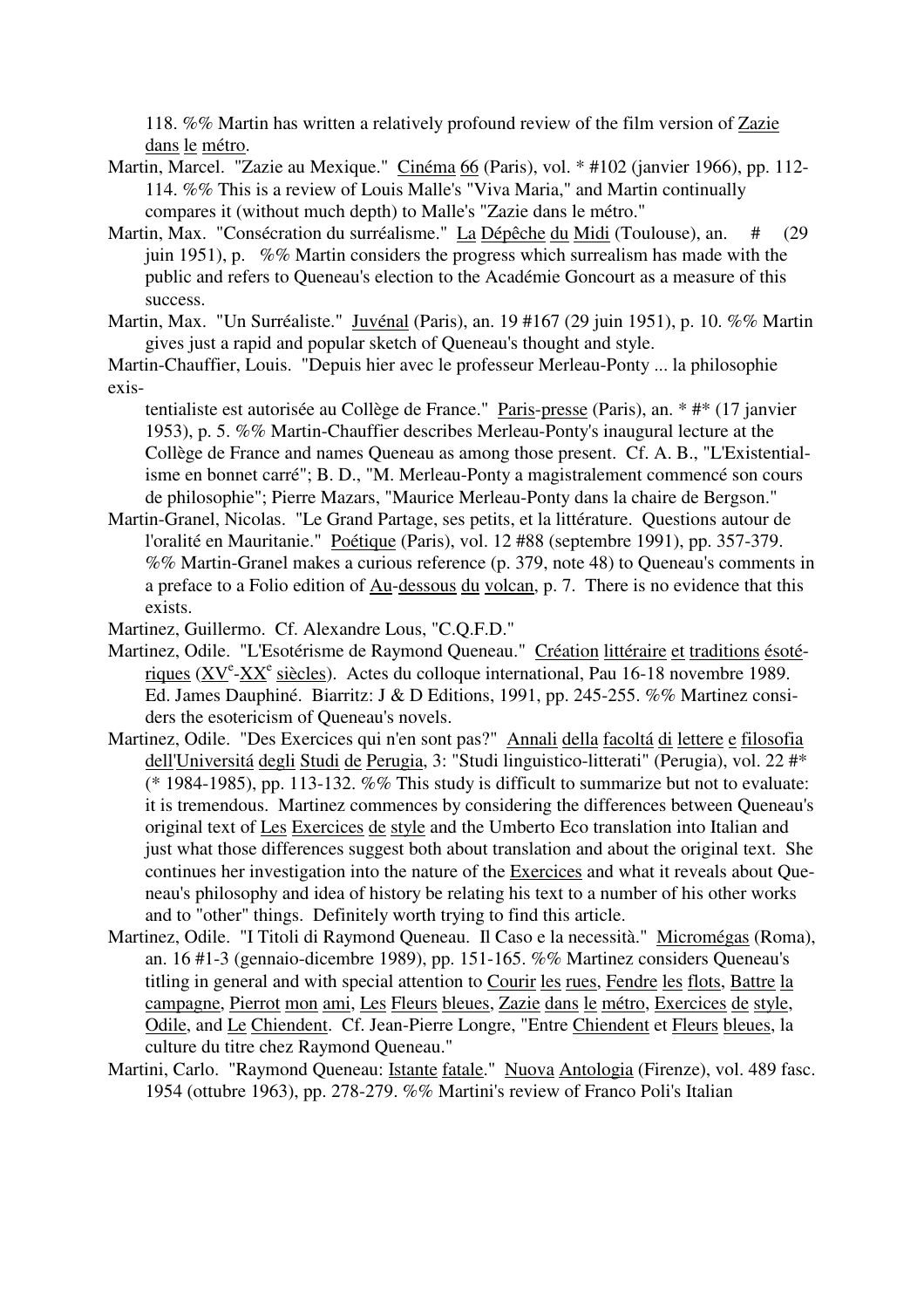118. %% Martin has written a relatively profound review of the film version of Zazie dans le métro.

Martin, Marcel. "Zazie au Mexique." Cinéma 66 (Paris), vol. * #102 (janvier 1966), pp. 112-114. %% This is a review of Louis Malle's "Viva Maria," and Martin continually compares it (without much depth) to Malle's "Zazie dans le métro."

Martin, Max. "Consécration du surréalisme." La Dépêche du Midi (Toulouse), an. # (29 juin 1951), p. %% Martin considers the progress which surrealism has made with the public and refers to Queneau's election to the Académie Goncourt as a measure of this success.

Martin, Max. "Un Surréaliste." Juvénal (Paris), an. 19 #167 (29 juin 1951), p. 10. %% Martin gives just a rapid and popular sketch of Queneau's thought and style.

Martin-Chauffier, Louis. "Depuis hier avec le professeur Merleau-Ponty ... la philosophie existentialiste est autorisée au Collège de France." Paris-presse (Paris), an. * #* (17 janvier 1953), p. 5. %% Martin-Chauffier describes Merleau-Ponty's inaugural lecture at the Collège de France and names Queneau as among those present. Cf. A. B., "L'Existentialisme en bonnet carré"; B. D., "M. Merleau-Ponty a magistralement commencé son cours de philosophie"; Pierre Mazars, "Maurice Merleau-Ponty dans la chaire de Bergson."

Martin-Granel, Nicolas. "Le Grand Partage, ses petits, et la littérature. Questions autour de l'oralité en Mauritanie." Poétique (Paris), vol. 12 #88 (septembre 1991), pp. 357-379. %% Martin-Granel makes a curious reference (p. 379, note 48) to Queneau's comments in a preface to a Folio edition of Au-dessous du volcan, p. 7. There is no evidence that this exists.

Martinez, Guillermo. Cf. Alexandre Lous, "C.Q.F.D."

Martinez, Odile. "L'Esotérisme de Raymond Queneau." Création littéraire et traditions ésotériques (XV[e]-XX[e] siècles). Actes du colloque international, Pau 16-18 novembre 1989. Ed. James Dauphiné. Biarritz: J & D Editions, 1991, pp. 245-255. %% Martinez considers the esotericism of Queneau's novels.

Martinez, Odile. "Des Exercices qui n'en sont pas?" Annali della facoltá di lettere e filosofia dell'Universitá degli Studi de Perugia, 3: "Studi linguistico-litterati" (Perugia), vol. 22 #* (* 1984-1985), pp. 113-132. %% This study is difficult to summarize but not to evaluate: it is tremendous. Martinez commences by considering the differences between Queneau's original text of Les Exercices de style and the Umberto Eco translation into Italian and just what those differences suggest both about translation and about the original text. She continues her investigation into the nature of the Exercices and what it reveals about Queneau's philosophy and idea of history be relating his text to a number of his other works and to "other" things. Definitely worth trying to find this article.

Martinez, Odile. "I Titoli di Raymond Queneau. Il Caso e la necessità." Micromégas (Roma), an. 16 #1-3 (gennaio-dicembre 1989), pp. 151-165. %% Martinez considers Queneau's titling in general and with special attention to Courir les rues, Fendre les flots, Battre la campagne, Pierrot mon ami, Les Fleurs bleues, Zazie dans le métro, Exercices de style, Odile, and Le Chiendent. Cf. Jean-Pierre Longre, "Entre Chiendent et Fleurs bleues, la culture du titre chez Raymond Queneau."

Martini, Carlo. "Raymond Queneau: Istante fatale." Nuova Antologia (Firenze), vol. 489 fasc. 1954 (ottubre 1963), pp. 278-279. %% Martini's review of Franco Poli's Italian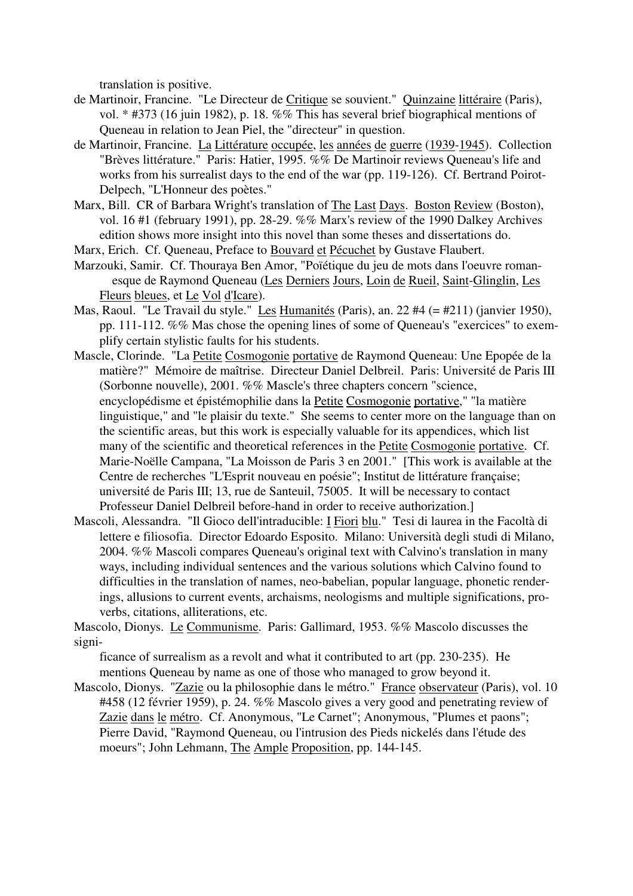translation is positive.

de Martinoir, Francine. "Le Directeur de Critique se souvient." Quinzaine littéraire (Paris), vol. * #373 (16 juin 1982), p. 18. %% This has several brief biographical mentions of Queneau in relation to Jean Piel, the "directeur" in question.

de Martinoir, Francine. La Littérature occupée, les années de guerre (1939-1945). Collection "Brèves littérature." Paris: Hatier, 1995. %% De Martinoir reviews Queneau's life and works from his surrealist days to the end of the war (pp. 119-126). Cf. Bertrand Poirot-Delpech, "L'Honneur des poètes."

Marx, Bill. CR of Barbara Wright's translation of The Last Days. Boston Review (Boston), vol. 16 #1 (february 1991), pp. 28-29. %% Marx's review of the 1990 Dalkey Archives edition shows more insight into this novel than some theses and dissertations do.

Marx, Erich. Cf. Queneau, Preface to Bouvard et Pécuchet by Gustave Flaubert.

Marzouki, Samir. Cf. Thouraya Ben Amor, "Poïétique du jeu de mots dans l'oeuvre romanesque de Raymond Queneau (Les Derniers Jours, Loin de Rueil, Saint-Glinglin, Les Fleurs bleues, et Le Vol d'Icare).

Mas, Raoul. "Le Travail du style." Les Humanités (Paris), an. 22 #4 (= #211) (janvier 1950), pp. 111-112. %% Mas chose the opening lines of some of Queneau's "exercices" to exemplify certain stylistic faults for his students.

Mascle, Clorinde. "La Petite Cosmogonie portative de Raymond Queneau: Une Epopée de la matière?" Mémoire de maîtrise. Directeur Daniel Delbreil. Paris: Université de Paris III (Sorbonne nouvelle), 2001. %% Mascle's three chapters concern "science, encyclopédisme et épistémophilie dans la Petite Cosmogonie portative," "la matière linguistique," and "le plaisir du texte." She seems to center more on the language than on the scientific areas, but this work is especially valuable for its appendices, which list many of the scientific and theoretical references in the Petite Cosmogonie portative. Cf. Marie-Noëlle Campana, "La Moisson de Paris 3 en 2001." [This work is available at the Centre de recherches "L'Esprit nouveau en poésie"; Institut de littérature française; université de Paris III; 13, rue de Santeuil, 75005. It will be necessary to contact Professeur Daniel Delbreil before-hand in order to receive authorization.]

Mascoli, Alessandra. "Il Gioco dell'intraducible: I Fiori blu." Tesi di laurea in the Facoltà di lettere e filiosofia. Director Edoardo Esposito. Milano: Università degli studi di Milano, 2004. %% Mascoli compares Queneau's original text with Calvino's translation in many ways, including individual sentences and the various solutions which Calvino found to difficulties in the translation of names, neo-babelian, popular language, phonetic renderings, allusions to current events, archaisms, neologisms and multiple significations, proverbs, citations, alliterations, etc.

Mascolo, Dionys. Le Communisme. Paris: Gallimard, 1953. %% Mascolo discusses the significance of surrealism as a revolt and what it contributed to art (pp. 230-235). He mentions Queneau by name as one of those who managed to grow beyond it.

Mascolo, Dionys. "Zazie ou la philosophie dans le métro." France observateur (Paris), vol. 10 #458 (12 février 1959), p. 24. %% Mascolo gives a very good and penetrating review of Zazie dans le métro. Cf. Anonymous, "Le Carnet"; Anonymous, "Plumes et paons"; Pierre David, "Raymond Queneau, ou l'intrusion des Pieds nickelés dans l'étude des moeurs"; John Lehmann, The Ample Proposition, pp. 144-145.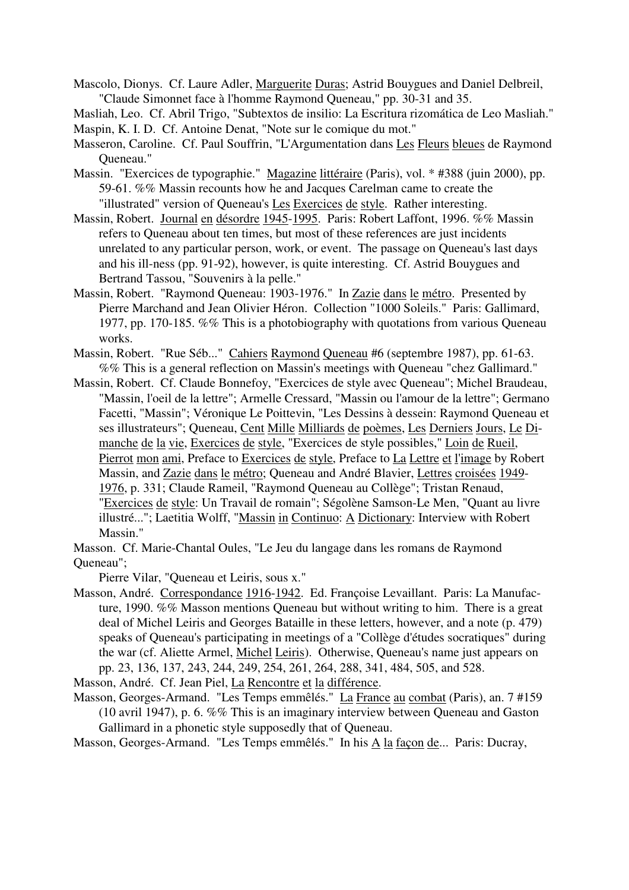Mascolo, Dionys. Cf. Laure Adler, Marguerite Duras; Astrid Bouygues and Daniel Delbreil, "Claude Simonnet face à l'homme Raymond Queneau," pp. 30-31 and 35.

Masliah, Leo. Cf. Abril Trigo, "Subtextos de insilio: La Escritura rizomática de Leo Masliah."

Maspin, K. I. D. Cf. Antoine Denat, "Note sur le comique du mot."

Masseron, Caroline. Cf. Paul Souffrin, "L'Argumentation dans Les Fleurs bleues de Raymond Queneau."

Massin. "Exercices de typographie." Magazine littéraire (Paris), vol. * #388 (juin 2000), pp. 59-61. %% Massin recounts how he and Jacques Carelman came to create the "illustrated" version of Queneau's Les Exercices de style. Rather interesting.

Massin, Robert. Journal en désordre 1945-1995. Paris: Robert Laffont, 1996. %% Massin refers to Queneau about ten times, but most of these references are just incidents unrelated to any particular person, work, or event. The passage on Queneau's last days and his ill-ness (pp. 91-92), however, is quite interesting. Cf. Astrid Bouygues and Bertrand Tassou, "Souvenirs à la pelle."

Massin, Robert. "Raymond Queneau: 1903-1976." In Zazie dans le métro. Presented by Pierre Marchand and Jean Olivier Héron. Collection "1000 Soleils." Paris: Gallimard, 1977, pp. 170-185. %% This is a photobiography with quotations from various Queneau works.

Massin, Robert. "Rue Séb..." Cahiers Raymond Queneau #6 (septembre 1987), pp. 61-63. %% This is a general reflection on Massin's meetings with Queneau "chez Gallimard."

Massin, Robert. Cf. Claude Bonnefoy, "Exercices de style avec Queneau"; Michel Braudeau, "Massin, l'oeil de la lettre"; Armelle Cressard, "Massin ou l'amour de la lettre"; Germano Facetti, "Massin"; Véronique Le Poittevin, "Les Dessins à dessein: Raymond Queneau et ses illustrateurs"; Queneau, Cent Mille Milliards de poèmes, Les Derniers Jours, Le Dimanche de la vie, Exercices de style, "Exercices de style possibles," Loin de Rueil, Pierrot mon ami, Preface to Exercices de style, Preface to La Lettre et l'image by Robert Massin, and Zazie dans le métro; Queneau and André Blavier, Lettres croisées 1949-1976, p. 331; Claude Rameil, "Raymond Queneau au Collège"; Tristan Renaud, "Exercices de style: Un Travail de romain"; Ségolène Samson-Le Men, "Quant au livre illustré..."; Laetitia Wolff, "Massin in Continuo: A Dictionary: Interview with Robert Massin."

Masson. Cf. Marie-Chantal Oules, "Le Jeu du langage dans les romans de Raymond Queneau";
Pierre Vilar, "Queneau et Leiris, sous x."

Masson, André. Correspondance 1916-1942. Ed. Françoise Levaillant. Paris: La Manufacture, 1990. %% Masson mentions Queneau but without writing to him. There is a great deal of Michel Leiris and Georges Bataille in these letters, however, and a note (p. 479) speaks of Queneau's participating in meetings of a "Collège d'études socratiques" during the war (cf. Aliette Armel, Michel Leiris). Otherwise, Queneau's name just appears on pp. 23, 136, 137, 243, 244, 249, 254, 261, 264, 288, 341, 484, 505, and 528.

Masson, André. Cf. Jean Piel, La Rencontre et la différence.

Masson, Georges-Armand. "Les Temps emmêlés." La France au combat (Paris), an. 7 #159 (10 avril 1947), p. 6. %% This is an imaginary interview between Queneau and Gaston Gallimard in a phonetic style supposedly that of Queneau.

Masson, Georges-Armand. "Les Temps emmêlés." In his A la façon de... Paris: Ducray,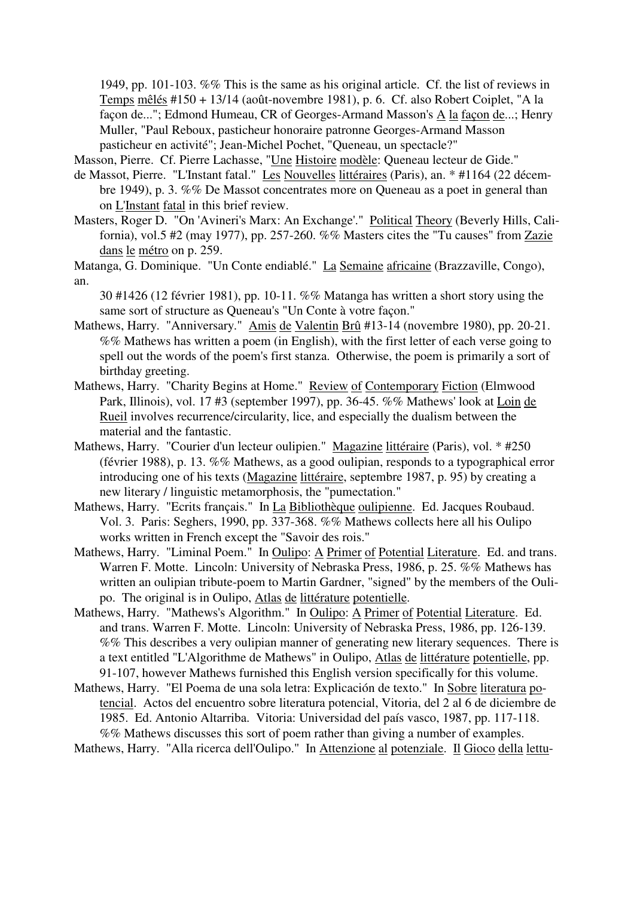1949, pp. 101-103. %% This is the same as his original article. Cf. the list of reviews in Temps mêlés #150 + 13/14 (août-novembre 1981), p. 6. Cf. also Robert Coiplet, "A la façon de..."; Edmond Humeau, CR of Georges-Armand Masson's A la façon de...; Henry Muller, "Paul Reboux, pasticheur honoraire patronne Georges-Armand Masson pasticheur en activité"; Jean-Michel Pochet, "Queneau, un spectacle?"

Masson, Pierre. Cf. Pierre Lachasse, "Une Histoire modèle: Queneau lecteur de Gide."

de Massot, Pierre. "L'Instant fatal." Les Nouvelles littéraires (Paris), an. * #1164 (22 décembre 1949), p. 3. %% De Massot concentrates more on Queneau as a poet in general than on L'Instant fatal in this brief review.

Masters, Roger D. "On 'Avineri's Marx: An Exchange'." Political Theory (Beverly Hills, California), vol.5 #2 (may 1977), pp. 257-260. %% Masters cites the "Tu causes" from Zazie dans le métro on p. 259.

Matanga, G. Dominique. "Un Conte endiablé." La Semaine africaine (Brazzaville, Congo), an.

30 #1426 (12 février 1981), pp. 10-11. %% Matanga has written a short story using the same sort of structure as Queneau's "Un Conte à votre façon."

Mathews, Harry. "Anniversary." Amis de Valentin Brû #13-14 (novembre 1980), pp. 20-21. %% Mathews has written a poem (in English), with the first letter of each verse going to spell out the words of the poem's first stanza. Otherwise, the poem is primarily a sort of birthday greeting.

Mathews, Harry. "Charity Begins at Home." Review of Contemporary Fiction (Elmwood Park, Illinois), vol. 17 #3 (september 1997), pp. 36-45. %% Mathews' look at Loin de Rueil involves recurrence/circularity, lice, and especially the dualism between the material and the fantastic.

Mathews, Harry. "Courier d'un lecteur oulipien." Magazine littéraire (Paris), vol. * #250 (février 1988), p. 13. %% Mathews, as a good oulipian, responds to a typographical error introducing one of his texts (Magazine littéraire, septembre 1987, p. 95) by creating a new literary / linguistic metamorphosis, the "pumectation."

Mathews, Harry. "Ecrits français." In La Bibliothèque oulipienne. Ed. Jacques Roubaud. Vol. 3. Paris: Seghers, 1990, pp. 337-368. %% Mathews collects here all his Oulipo works written in French except the "Savoir des rois."

Mathews, Harry. "Liminal Poem." In Oulipo: A Primer of Potential Literature. Ed. and trans. Warren F. Motte. Lincoln: University of Nebraska Press, 1986, p. 25. %% Mathews has written an oulipian tribute-poem to Martin Gardner, "signed" by the members of the Oulipo. The original is in Oulipo, Atlas de littérature potentielle.

Mathews, Harry. "Mathews's Algorithm." In Oulipo: A Primer of Potential Literature. Ed. and trans. Warren F. Motte. Lincoln: University of Nebraska Press, 1986, pp. 126-139. %% This describes a very oulipian manner of generating new literary sequences. There is a text entitled "L'Algorithme de Mathews" in Oulipo, Atlas de littérature potentielle, pp. 91-107, however Mathews furnished this English version specifically for this volume.

Mathews, Harry. "El Poema de una sola letra: Explicación de texto." In Sobre literatura potencial. Actos del encuentro sobre literatura potencial, Vitoria, del 2 al 6 de diciembre de 1985. Ed. Antonio Altarriba. Vitoria: Universidad del país vasco, 1987, pp. 117-118. %% Mathews discusses this sort of poem rather than giving a number of examples.

Mathews, Harry. "Alla ricerca dell'Oulipo." In Attenzione al potenziale. Il Gioco della lettu-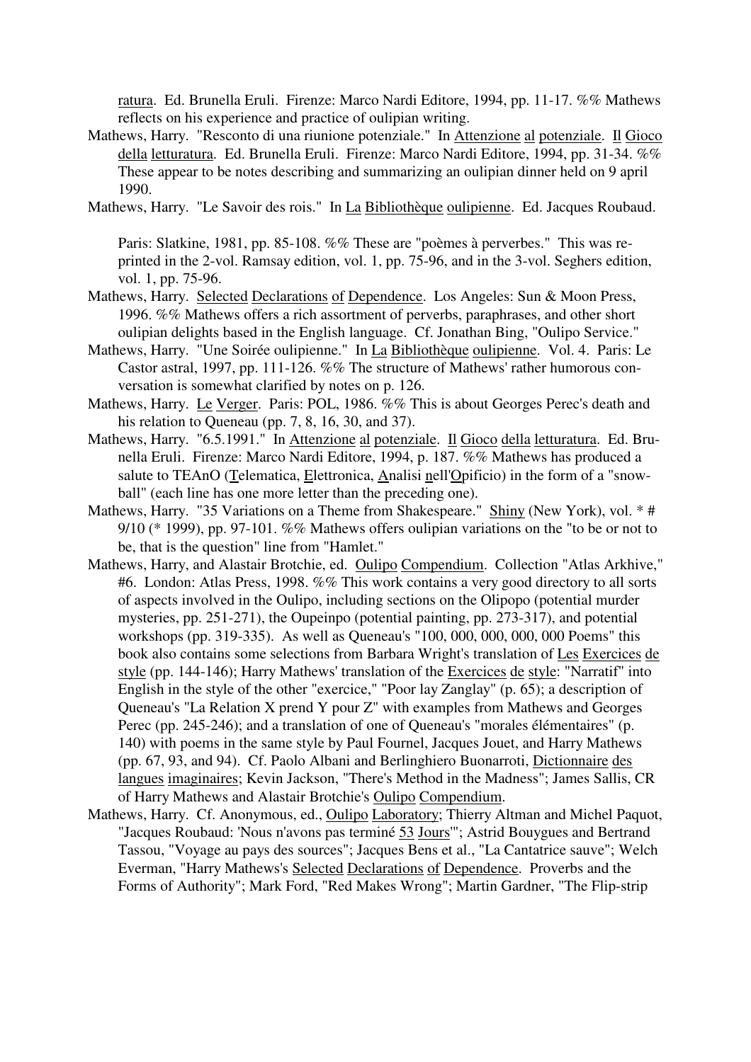ratura. Ed. Brunella Eruli. Firenze: Marco Nardi Editore, 1994, pp. 11-17. %% Mathews reflects on his experience and practice of oulipian writing.

Mathews, Harry. "Resconto di una riunione potenziale." In Attenzione al potenziale. Il Gioco della letturatura. Ed. Brunella Eruli. Firenze: Marco Nardi Editore, 1994, pp. 31-34. %% These appear to be notes describing and summarizing an oulipian dinner held on 9 april 1990.

Mathews, Harry. "Le Savoir des rois." In La Bibliothèque oulipienne. Ed. Jacques Roubaud.

Paris: Slatkine, 1981, pp. 85-108. %% These are "poèmes à perverbes." This was re-printed in the 2-vol. Ramsay edition, vol. 1, pp. 75-96, and in the 3-vol. Seghers edition, vol. 1, pp. 75-96.

Mathews, Harry. Selected Declarations of Dependence. Los Angeles: Sun & Moon Press, 1996. %% Mathews offers a rich assortment of perverbs, paraphrases, and other short oulipian delights based in the English language. Cf. Jonathan Bing, "Oulipo Service."

Mathews, Harry. "Une Soirée oulipienne." In La Bibliothèque oulipienne. Vol. 4. Paris: Le Castor astral, 1997, pp. 111-126. %% The structure of Mathews' rather humorous conversation is somewhat clarified by notes on p. 126.

Mathews, Harry. Le Verger. Paris: POL, 1986. %% This is about Georges Perec's death and his relation to Queneau (pp. 7, 8, 16, 30, and 37).

Mathews, Harry. "6.5.1991." In Attenzione al potenziale. Il Gioco della letturatura. Ed. Brunella Eruli. Firenze: Marco Nardi Editore, 1994, p. 187. %% Mathews has produced a salute to TEAnO (Telematica, Elettronica, Analisi nell'Opificio) in the form of a "snowball" (each line has one more letter than the preceding one).

Mathews, Harry. "35 Variations on a Theme from Shakespeare." Shiny (New York), vol. * # 9/10 (* 1999), pp. 97-101. %% Mathews offers oulipian variations on the "to be or not to be, that is the question" line from "Hamlet."

Mathews, Harry, and Alastair Brotchie, ed. Oulipo Compendium. Collection "Atlas Arkhive," #6. London: Atlas Press, 1998. %% This work contains a very good directory to all sorts of aspects involved in the Oulipo, including sections on the Olipopo (potential murder mysteries, pp. 251-271), the Oupeinpo (potential painting, pp. 273-317), and potential workshops (pp. 319-335). As well as Queneau's "100, 000, 000, 000, 000 Poems" this book also contains some selections from Barbara Wright's translation of Les Exercices de style (pp. 144-146); Harry Mathews' translation of the Exercices de style: "Narratif" into English in the style of the other "exercice," "Poor lay Zanglay" (p. 65); a description of Queneau's "La Relation X prend Y pour Z" with examples from Mathews and Georges Perec (pp. 245-246); and a translation of one of Queneau's "morales élémentaires" (p. 140) with poems in the same style by Paul Fournel, Jacques Jouet, and Harry Mathews (pp. 67, 93, and 94). Cf. Paolo Albani and Berlinghiero Buonarroti, Dictionnaire des langues imaginaires; Kevin Jackson, "There's Method in the Madness"; James Sallis, CR of Harry Mathews and Alastair Brotchie's Oulipo Compendium.

Mathews, Harry. Cf. Anonymous, ed., Oulipo Laboratory; Thierry Altman and Michel Paquot, "Jacques Roubaud: 'Nous n'avons pas terminé 53 Jours'"; Astrid Bouygues and Bertrand Tassou, "Voyage au pays des sources"; Jacques Bens et al., "La Cantatrice sauve"; Welch Everman, "Harry Mathews's Selected Declarations of Dependence. Proverbs and the Forms of Authority"; Mark Ford, "Red Makes Wrong"; Martin Gardner, "The Flip-strip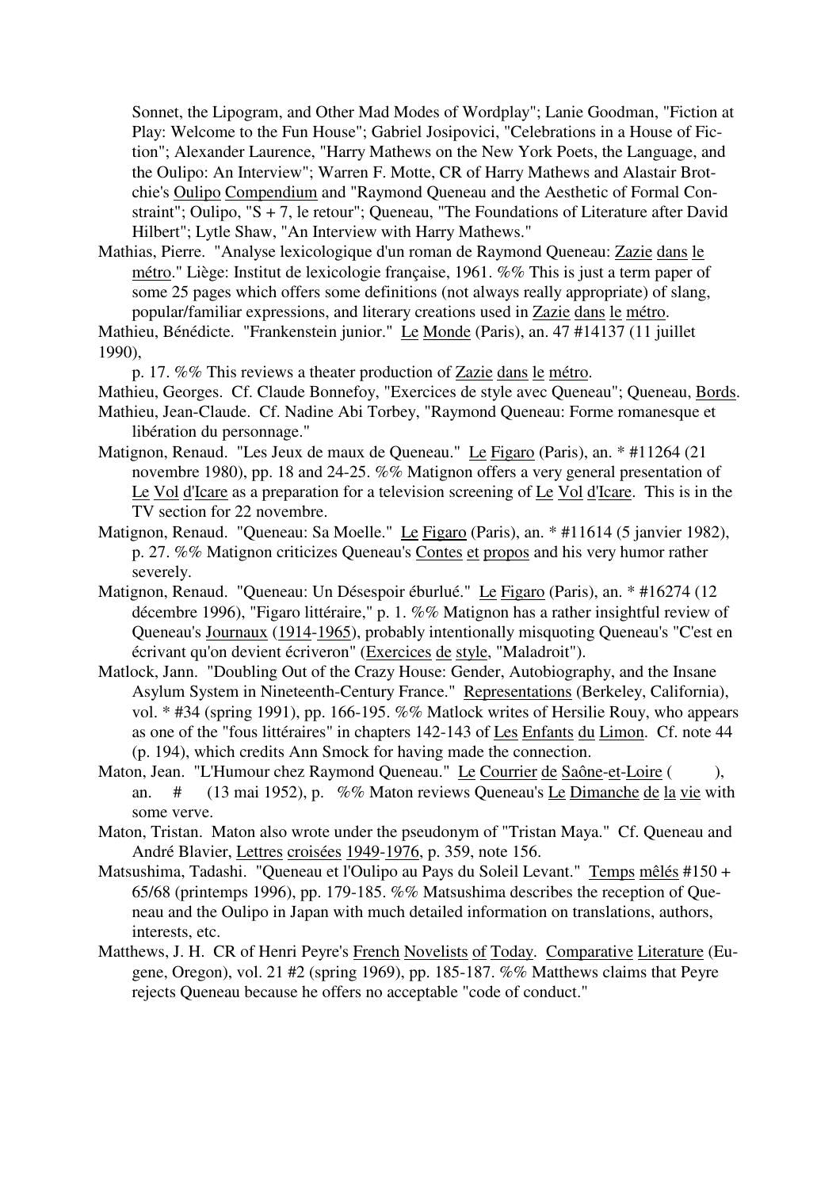Sonnet, the Lipogram, and Other Mad Modes of Wordplay"; Lanie Goodman, "Fiction at Play: Welcome to the Fun House"; Gabriel Josipovici, "Celebrations in a House of Fiction"; Alexander Laurence, "Harry Mathews on the New York Poets, the Language, and the Oulipo: An Interview"; Warren F. Motte, CR of Harry Mathews and Alastair Brotchie's Oulipo Compendium and "Raymond Queneau and the Aesthetic of Formal Constraint"; Oulipo, "S + 7, le retour"; Queneau, "The Foundations of Literature after David Hilbert"; Lytle Shaw, "An Interview with Harry Mathews."

Mathias, Pierre. "Analyse lexicologique d'un roman de Raymond Queneau: Zazie dans le métro." Liège: Institut de lexicologie française, 1961. %% This is just a term paper of some 25 pages which offers some definitions (not always really appropriate) of slang, popular/familiar expressions, and literary creations used in Zazie dans le métro.

Mathieu, Bénédicte. "Frankenstein junior." Le Monde (Paris), an. 47 #14137 (11 juillet 1990), p. 17. %% This reviews a theater production of Zazie dans le métro.

Mathieu, Georges. Cf. Claude Bonnefoy, "Exercices de style avec Queneau"; Queneau, Bords.

Mathieu, Jean-Claude. Cf. Nadine Abi Torbey, "Raymond Queneau: Forme romanesque et libération du personnage."

Matignon, Renaud. "Les Jeux de maux de Queneau." Le Figaro (Paris), an. * #11264 (21 novembre 1980), pp. 18 and 24-25. %% Matignon offers a very general presentation of Le Vol d'Icare as a preparation for a television screening of Le Vol d'Icare. This is in the TV section for 22 novembre.

Matignon, Renaud. "Queneau: Sa Moelle." Le Figaro (Paris), an. * #11614 (5 janvier 1982), p. 27. %% Matignon criticizes Queneau's Contes et propos and his very humor rather severely.

Matignon, Renaud. "Queneau: Un Désespoir éburlué." Le Figaro (Paris), an. * #16274 (12 décembre 1996), "Figaro littéraire," p. 1. %% Matignon has a rather insightful review of Queneau's Journaux (1914-1965), probably intentionally misquoting Queneau's "C'est en écrivant qu'on devient écriveron" (Exercices de style, "Maladroit").

Matlock, Jann. "Doubling Out of the Crazy House: Gender, Autobiography, and the Insane Asylum System in Nineteenth-Century France." Representations (Berkeley, California), vol. * #34 (spring 1991), pp. 166-195. %% Matlock writes of Hersilie Rouy, who appears as one of the "fous littéraires" in chapters 142-143 of Les Enfants du Limon. Cf. note 44 (p. 194), which credits Ann Smock for having made the connection.

Maton, Jean. "L'Humour chez Raymond Queneau." Le Courrier de Saône-et-Loire ( ), an. # (13 mai 1952), p. %% Maton reviews Queneau's Le Dimanche de la vie with some verve.

Maton, Tristan. Maton also wrote under the pseudonym of "Tristan Maya." Cf. Queneau and André Blavier, Lettres croisées 1949-1976, p. 359, note 156.

Matsushima, Tadashi. "Queneau et l'Oulipo au Pays du Soleil Levant." Temps mêlés #150 + 65/68 (printemps 1996), pp. 179-185. %% Matsushima describes the reception of Queneau and the Oulipo in Japan with much detailed information on translations, authors, interests, etc.

Matthews, J. H. CR of Henri Peyre's French Novelists of Today. Comparative Literature (Eugene, Oregon), vol. 21 #2 (spring 1969), pp. 185-187. %% Matthews claims that Peyre rejects Queneau because he offers no acceptable "code of conduct."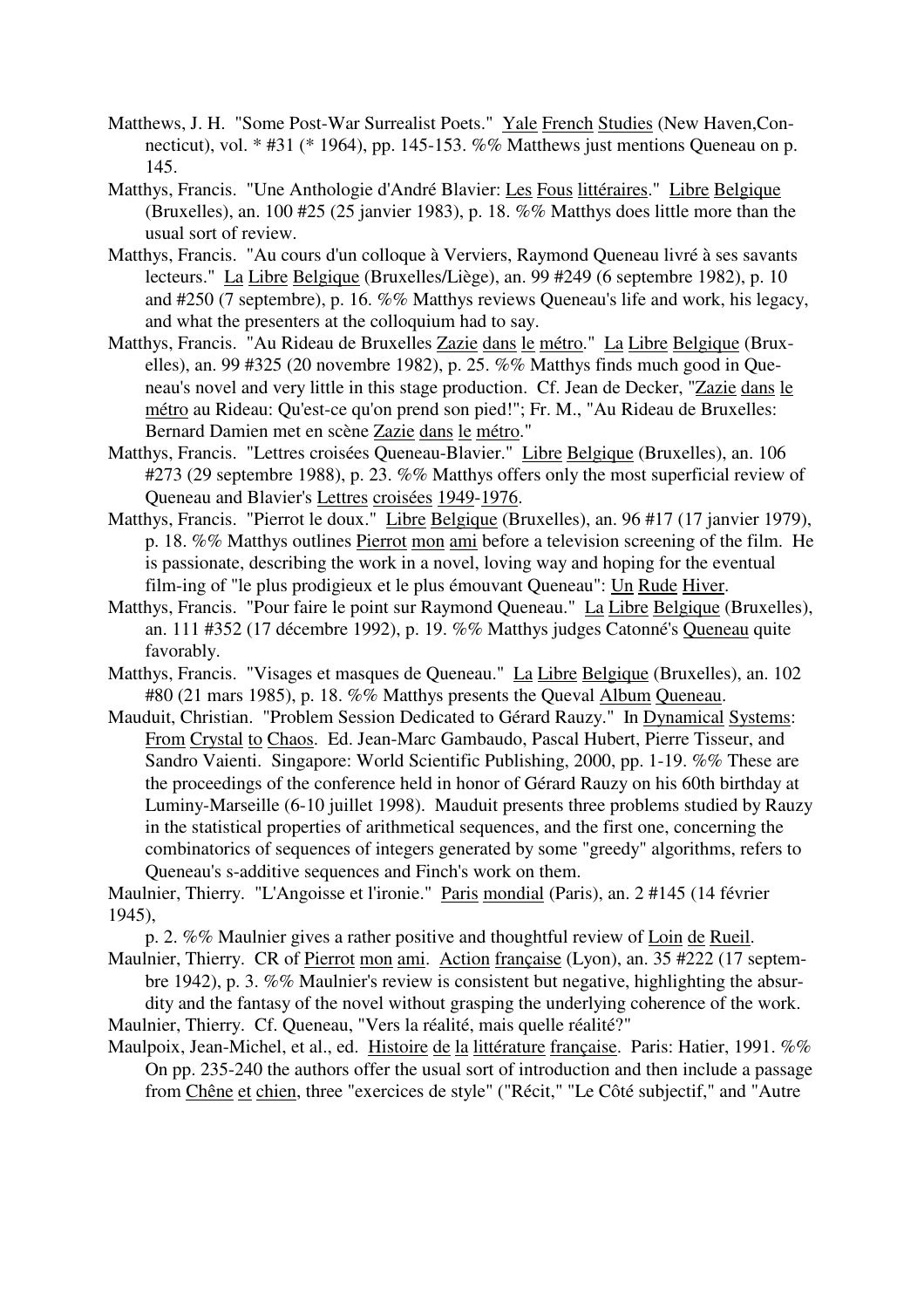Matthews, J. H. "Some Post-War Surrealist Poets." Yale French Studies (New Haven,Connecticut), vol. * #31 (* 1964), pp. 145-153. %% Matthews just mentions Queneau on p. 145.

Matthys, Francis. "Une Anthologie d'André Blavier: Les Fous littéraires." Libre Belgique (Bruxelles), an. 100 #25 (25 janvier 1983), p. 18. %% Matthys does little more than the usual sort of review.

Matthys, Francis. "Au cours d'un colloque à Verviers, Raymond Queneau livré à ses savants lecteurs." La Libre Belgique (Bruxelles/Liège), an. 99 #249 (6 septembre 1982), p. 10 and #250 (7 septembre), p. 16. %% Matthys reviews Queneau's life and work, his legacy, and what the presenters at the colloquium had to say.

Matthys, Francis. "Au Rideau de Bruxelles Zazie dans le métro." La Libre Belgique (Bruxelles), an. 99 #325 (20 novembre 1982), p. 25. %% Matthys finds much good in Queneau's novel and very little in this stage production. Cf. Jean de Decker, "Zazie dans le métro au Rideau: Qu'est-ce qu'on prend son pied!"; Fr. M., "Au Rideau de Bruxelles: Bernard Damien met en scène Zazie dans le métro."

Matthys, Francis. "Lettres croisées Queneau-Blavier." Libre Belgique (Bruxelles), an. 106 #273 (29 septembre 1988), p. 23. %% Matthys offers only the most superficial review of Queneau and Blavier's Lettres croisées 1949-1976.

Matthys, Francis. "Pierrot le doux." Libre Belgique (Bruxelles), an. 96 #17 (17 janvier 1979), p. 18. %% Matthys outlines Pierrot mon ami before a television screening of the film. He is passionate, describing the work in a novel, loving way and hoping for the eventual film-ing of "le plus prodigieux et le plus émouvant Queneau": Un Rude Hiver.

Matthys, Francis. "Pour faire le point sur Raymond Queneau." La Libre Belgique (Bruxelles), an. 111 #352 (17 décembre 1992), p. 19. %% Matthys judges Catonné's Queneau quite favorably.

Matthys, Francis. "Visages et masques de Queneau." La Libre Belgique (Bruxelles), an. 102 #80 (21 mars 1985), p. 18. %% Matthys presents the Queval Album Queneau.

Mauduit, Christian. "Problem Session Dedicated to Gérard Rauzy." In Dynamical Systems: From Crystal to Chaos. Ed. Jean-Marc Gambaudo, Pascal Hubert, Pierre Tisseur, and Sandro Vaienti. Singapore: World Scientific Publishing, 2000, pp. 1-19. %% These are the proceedings of the conference held in honor of Gérard Rauzy on his 60th birthday at Luminy-Marseille (6-10 juillet 1998). Mauduit presents three problems studied by Rauzy in the statistical properties of arithmetical sequences, and the first one, concerning the combinatorics of sequences of integers generated by some "greedy" algorithms, refers to Queneau's s-additive sequences and Finch's work on them.

Maulnier, Thierry. "L'Angoisse et l'ironie." Paris mondial (Paris), an. 2 #145 (14 février 1945), p. 2. %% Maulnier gives a rather positive and thoughtful review of Loin de Rueil.

Maulnier, Thierry. CR of Pierrot mon ami. Action française (Lyon), an. 35 #222 (17 septembre 1942), p. 3. %% Maulnier's review is consistent but negative, highlighting the absurdity and the fantasy of the novel without grasping the underlying coherence of the work.

Maulnier, Thierry. Cf. Queneau, "Vers la réalité, mais quelle réalité?"

Maulpoix, Jean-Michel, et al., ed. Histoire de la littérature française. Paris: Hatier, 1991. %% On pp. 235-240 the authors offer the usual sort of introduction and then include a passage from Chêne et chien, three "exercices de style" ("Récit," "Le Côté subjectif," and "Autre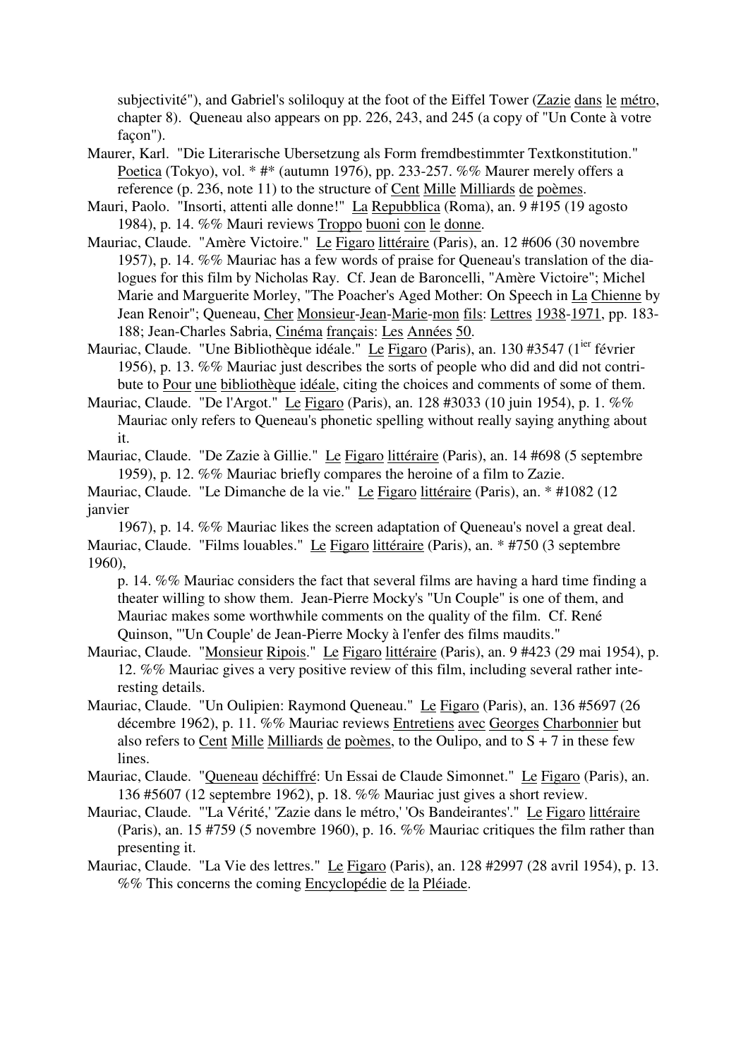subjectivité"), and Gabriel's soliloquy at the foot of the Eiffel Tower (Zazie dans le métro, chapter 8). Queneau also appears on pp. 226, 243, and 245 (a copy of "Un Conte à votre façon").

Maurer, Karl. "Die Literarische Ubersetzung als Form fremdbestimmter Textkonstitution." Poetica (Tokyo), vol. * #* (autumn 1976), pp. 233-257. %% Maurer merely offers a reference (p. 236, note 11) to the structure of Cent Mille Milliards de poèmes.

Mauri, Paolo. "Insorti, attenti alle donne!" La Repubblica (Roma), an. 9 #195 (19 agosto 1984), p. 14. %% Mauri reviews Troppo buoni con le donne.

Mauriac, Claude. "Amère Victoire." Le Figaro littéraire (Paris), an. 12 #606 (30 novembre 1957), p. 14. %% Mauriac has a few words of praise for Queneau's translation of the dialogues for this film by Nicholas Ray. Cf. Jean de Baroncelli, "Amère Victoire"; Michel Marie and Marguerite Morley, "The Poacher's Aged Mother: On Speech in La Chienne by Jean Renoir"; Queneau, Cher Monsieur-Jean-Marie-mon fils: Lettres 1938-1971, pp. 183-188; Jean-Charles Sabria, Cinéma français: Les Années 50.

Mauriac, Claude. "Une Bibliothèque idéale." Le Figaro (Paris), an. 130 #3547 (1ier février 1956), p. 13. %% Mauriac just describes the sorts of people who did and did not contribute to Pour une bibliothèque idéale, citing the choices and comments of some of them.

Mauriac, Claude. "De l'Argot." Le Figaro (Paris), an. 128 #3033 (10 juin 1954), p. 1. %% Mauriac only refers to Queneau's phonetic spelling without really saying anything about it.

Mauriac, Claude. "De Zazie à Gillie." Le Figaro littéraire (Paris), an. 14 #698 (5 septembre 1959), p. 12. %% Mauriac briefly compares the heroine of a film to Zazie.

Mauriac, Claude. "Le Dimanche de la vie." Le Figaro littéraire (Paris), an. * #1082 (12 janvier 1967), p. 14. %% Mauriac likes the screen adaptation of Queneau's novel a great deal.

Mauriac, Claude. "Films louables." Le Figaro littéraire (Paris), an. * #750 (3 septembre 1960), p. 14. %% Mauriac considers the fact that several films are having a hard time finding a theater willing to show them. Jean-Pierre Mocky's "Un Couple" is one of them, and Mauriac makes some worthwhile comments on the quality of the film. Cf. René Quinson, "'Un Couple' de Jean-Pierre Mocky à l'enfer des films maudits."

Mauriac, Claude. "Monsieur Ripois." Le Figaro littéraire (Paris), an. 9 #423 (29 mai 1954), p. 12. %% Mauriac gives a very positive review of this film, including several rather interesting details.

Mauriac, Claude. "Un Oulipien: Raymond Queneau." Le Figaro (Paris), an. 136 #5697 (26 décembre 1962), p. 11. %% Mauriac reviews Entretiens avec Georges Charbonnier but also refers to Cent Mille Milliards de poèmes, to the Oulipo, and to S + 7 in these few lines.

Mauriac, Claude. "Queneau déchiffré: Un Essai de Claude Simonnet." Le Figaro (Paris), an. 136 #5607 (12 septembre 1962), p. 18. %% Mauriac just gives a short review.

Mauriac, Claude. "'La Vérité,' 'Zazie dans le métro,' 'Os Bandeirantes'." Le Figaro littéraire (Paris), an. 15 #759 (5 novembre 1960), p. 16. %% Mauriac critiques the film rather than presenting it.

Mauriac, Claude. "La Vie des lettres." Le Figaro (Paris), an. 128 #2997 (28 avril 1954), p. 13. %% This concerns the coming Encyclopédie de la Pléiade.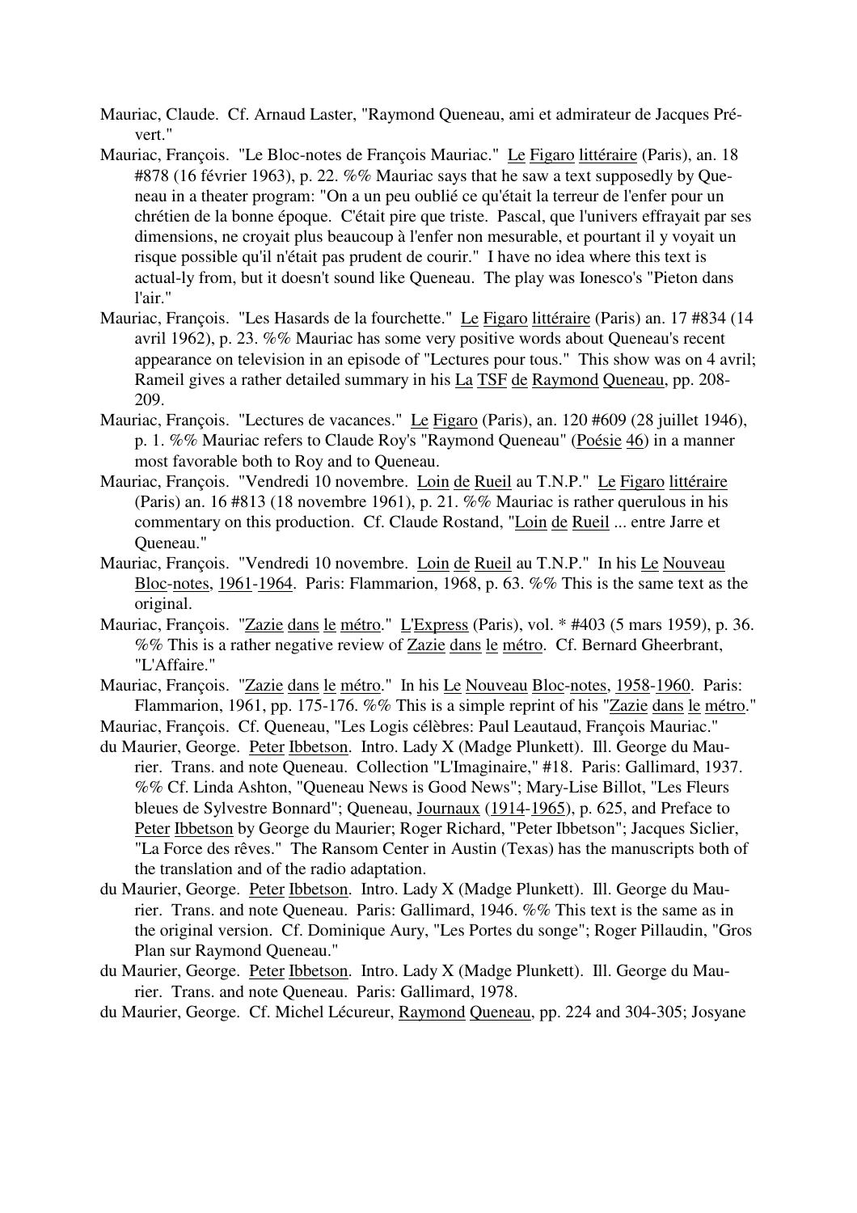Mauriac, Claude. Cf. Arnaud Laster, "Raymond Queneau, ami et admirateur de Jacques Prévert."

Mauriac, François. "Le Bloc-notes de François Mauriac." Le Figaro littéraire (Paris), an. 18 #878 (16 février 1963), p. 22. %% Mauriac says that he saw a text supposedly by Queneau in a theater program: "On a un peu oublié ce qu'était la terreur de l'enfer pour un chrétien de la bonne époque. C'était pire que triste. Pascal, que l'univers effrayait par ses dimensions, ne croyait plus beaucoup à l'enfer non mesurable, et pourtant il y voyait un risque possible qu'il n'était pas prudent de courir." I have no idea where this text is actual-ly from, but it doesn't sound like Queneau. The play was Ionesco's "Pieton dans l'air."

Mauriac, François. "Les Hasards de la fourchette." Le Figaro littéraire (Paris) an. 17 #834 (14 avril 1962), p. 23. %% Mauriac has some very positive words about Queneau's recent appearance on television in an episode of "Lectures pour tous." This show was on 4 avril; Rameil gives a rather detailed summary in his La TSF de Raymond Queneau, pp. 208-209.

Mauriac, François. "Lectures de vacances." Le Figaro (Paris), an. 120 #609 (28 juillet 1946), p. 1. %% Mauriac refers to Claude Roy's "Raymond Queneau" (Poésie 46) in a manner most favorable both to Roy and to Queneau.

Mauriac, François. "Vendredi 10 novembre. Loin de Rueil au T.N.P." Le Figaro littéraire (Paris) an. 16 #813 (18 novembre 1961), p. 21. %% Mauriac is rather querulous in his commentary on this production. Cf. Claude Rostand, "Loin de Rueil ... entre Jarre et Queneau."

Mauriac, François. "Vendredi 10 novembre. Loin de Rueil au T.N.P." In his Le Nouveau Bloc-notes, 1961-1964. Paris: Flammarion, 1968, p. 63. %% This is the same text as the original.

Mauriac, François. "Zazie dans le métro." L'Express (Paris), vol. * #403 (5 mars 1959), p. 36. %% This is a rather negative review of Zazie dans le métro. Cf. Bernard Gheerbrant, "L'Affaire."

Mauriac, François. "Zazie dans le métro." In his Le Nouveau Bloc-notes, 1958-1960. Paris: Flammarion, 1961, pp. 175-176. %% This is a simple reprint of his "Zazie dans le métro."

Mauriac, François. Cf. Queneau, "Les Logis célèbres: Paul Leautaud, François Mauriac."

du Maurier, George. Peter Ibbetson. Intro. Lady X (Madge Plunkett). Ill. George du Maurier. Trans. and note Queneau. Collection "L'Imaginaire," #18. Paris: Gallimard, 1937. %% Cf. Linda Ashton, "Queneau News is Good News"; Mary-Lise Billot, "Les Fleurs bleues de Sylvestre Bonnard"; Queneau, Journaux (1914-1965), p. 625, and Preface to Peter Ibbetson by George du Maurier; Roger Richard, "Peter Ibbetson"; Jacques Siclier, "La Force des rêves." The Ransom Center in Austin (Texas) has the manuscripts both of the translation and of the radio adaptation.

du Maurier, George. Peter Ibbetson. Intro. Lady X (Madge Plunkett). Ill. George du Maurier. Trans. and note Queneau. Paris: Gallimard, 1946. %% This text is the same as in the original version. Cf. Dominique Aury, "Les Portes du songe"; Roger Pillaudin, "Gros Plan sur Raymond Queneau."

du Maurier, George. Peter Ibbetson. Intro. Lady X (Madge Plunkett). Ill. George du Maurier. Trans. and note Queneau. Paris: Gallimard, 1978.

du Maurier, George. Cf. Michel Lécureur, Raymond Queneau, pp. 224 and 304-305; Josyane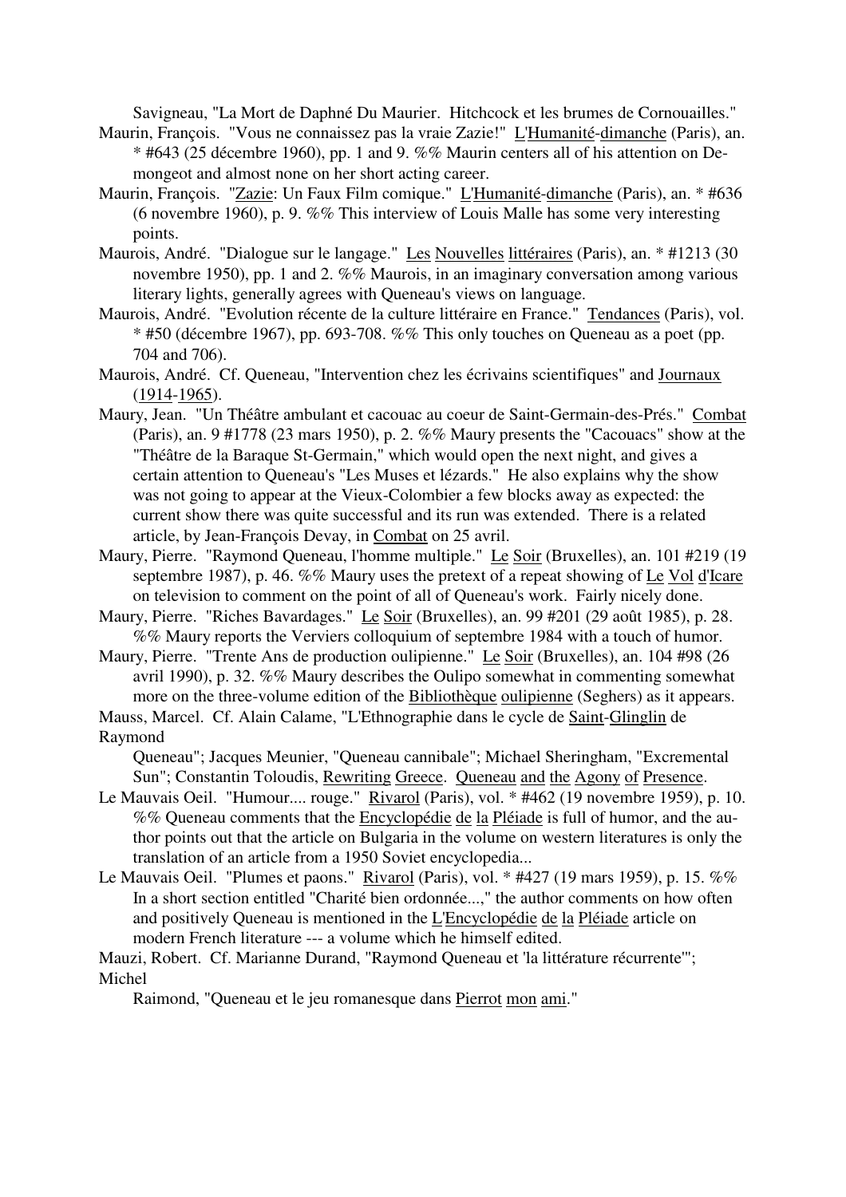Savigneau, "La Mort de Daphné Du Maurier. Hitchcock et les brumes de Cornouailles."

Maurin, François. "Vous ne connaissez pas la vraie Zazie!" L'Humanité-dimanche (Paris), an. * #643 (25 décembre 1960), pp. 1 and 9. %% Maurin centers all of his attention on Demongeot and almost none on her short acting career.

Maurin, François. "Zazie: Un Faux Film comique." L'Humanité-dimanche (Paris), an. * #636 (6 novembre 1960), p. 9. %% This interview of Louis Malle has some very interesting points.

Maurois, André. "Dialogue sur le langage." Les Nouvelles littéraires (Paris), an. * #1213 (30 novembre 1950), pp. 1 and 2. %% Maurois, in an imaginary conversation among various literary lights, generally agrees with Queneau's views on language.

Maurois, André. "Evolution récente de la culture littéraire en France." Tendances (Paris), vol. * #50 (décembre 1967), pp. 693-708. %% This only touches on Queneau as a poet (pp. 704 and 706).

Maurois, André. Cf. Queneau, "Intervention chez les écrivains scientifiques" and Journaux (1914-1965).

Maury, Jean. "Un Théâtre ambulant et cacouac au coeur de Saint-Germain-des-Prés." Combat (Paris), an. 9 #1778 (23 mars 1950), p. 2. %% Maury presents the "Cacouacs" show at the "Théâtre de la Baraque St-Germain," which would open the next night, and gives a certain attention to Queneau's "Les Muses et lézards." He also explains why the show was not going to appear at the Vieux-Colombier a few blocks away as expected: the current show there was quite successful and its run was extended. There is a related article, by Jean-François Devay, in Combat on 25 avril.

Maury, Pierre. "Raymond Queneau, l'homme multiple." Le Soir (Bruxelles), an. 101 #219 (19 septembre 1987), p. 46. %% Maury uses the pretext of a repeat showing of Le Vol d'Icare on television to comment on the point of all of Queneau's work. Fairly nicely done.

Maury, Pierre. "Riches Bavardages." Le Soir (Bruxelles), an. 99 #201 (29 août 1985), p. 28. %% Maury reports the Verviers colloquium of septembre 1984 with a touch of humor.

Maury, Pierre. "Trente Ans de production oulipienne." Le Soir (Bruxelles), an. 104 #98 (26 avril 1990), p. 32. %% Maury describes the Oulipo somewhat in commenting somewhat more on the three-volume edition of the Bibliothèque oulipienne (Seghers) as it appears.

Mauss, Marcel. Cf. Alain Calame, "L'Ethnographie dans le cycle de Saint-Glinglin de Raymond Queneau"; Jacques Meunier, "Queneau cannibale"; Michael Sheringham, "Excremental Sun"; Constantin Toloudis, Rewriting Greece. Queneau and the Agony of Presence.

Le Mauvais Oeil. "Humour.... rouge." Rivarol (Paris), vol. * #462 (19 novembre 1959), p. 10. %% Queneau comments that the Encyclopédie de la Pléiade is full of humor, and the author points out that the article on Bulgaria in the volume on western literatures is only the translation of an article from a 1950 Soviet encyclopedia...

Le Mauvais Oeil. "Plumes et paons." Rivarol (Paris), vol. * #427 (19 mars 1959), p. 15. %% In a short section entitled "Charité bien ordonnée...," the author comments on how often and positively Queneau is mentioned in the L'Encyclopédie de la Pléiade article on modern French literature --- a volume which he himself edited.

Mauzi, Robert. Cf. Marianne Durand, "Raymond Queneau et 'la littérature récurrente'"; Michel Raimond, "Queneau et le jeu romanesque dans Pierrot mon ami."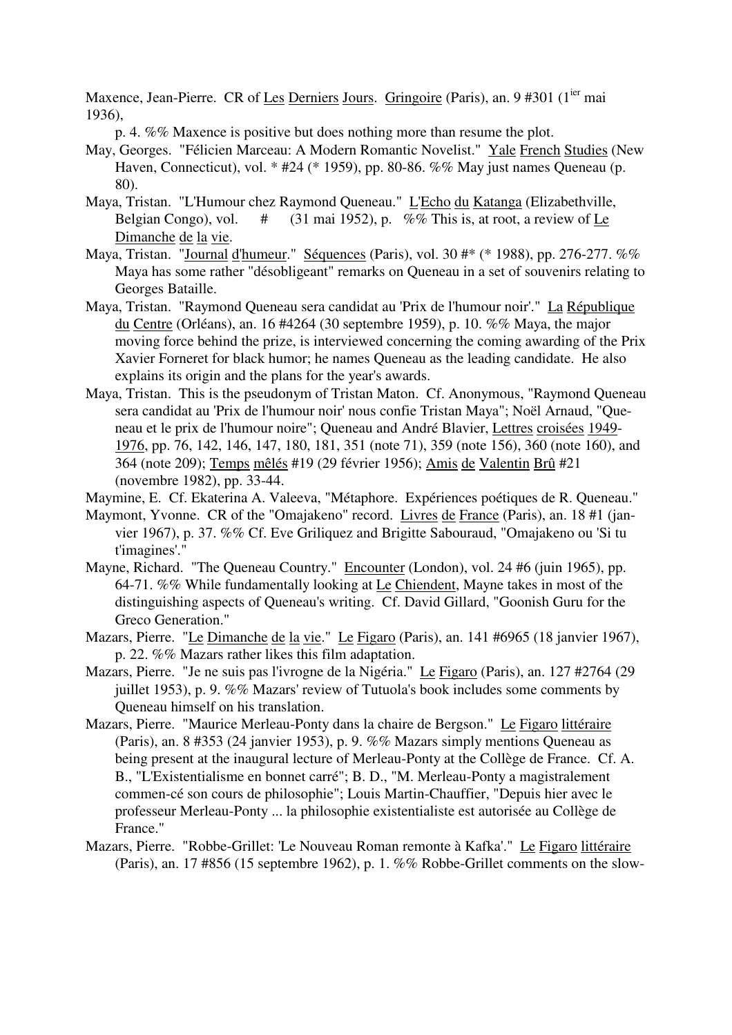Maxence, Jean-Pierre. CR of Les Derniers Jours. Gringoire (Paris), an. 9 #301 (1ier mai 1936), p. 4. %% Maxence is positive but does nothing more than resume the plot.

May, Georges. "Félicien Marceau: A Modern Romantic Novelist." Yale French Studies (New Haven, Connecticut), vol. * #24 (* 1959), pp. 80-86. %% May just names Queneau (p. 80).

Maya, Tristan. "L'Humour chez Raymond Queneau." L'Echo du Katanga (Elizabethville, Belgian Congo), vol. # (31 mai 1952), p. %% This is, at root, a review of Le Dimanche de la vie.

Maya, Tristan. "Journal d'humeur." Séquences (Paris), vol. 30 #* (* 1988), pp. 276-277. %% Maya has some rather "désobligeant" remarks on Queneau in a set of souvenirs relating to Georges Bataille.

Maya, Tristan. "Raymond Queneau sera candidat au 'Prix de l'humour noir'." La République du Centre (Orléans), an. 16 #4264 (30 septembre 1959), p. 10. %% Maya, the major moving force behind the prize, is interviewed concerning the coming awarding of the Prix Xavier Forneret for black humor; he names Queneau as the leading candidate. He also explains its origin and the plans for the year's awards.

Maya, Tristan. This is the pseudonym of Tristan Maton. Cf. Anonymous, "Raymond Queneau sera candidat au 'Prix de l'humour noir' nous confie Tristan Maya"; Noël Arnaud, "Queneau et le prix de l'humour noire"; Queneau and André Blavier, Lettres croisées 1949-1976, pp. 76, 142, 146, 147, 180, 181, 351 (note 71), 359 (note 156), 360 (note 160), and 364 (note 209); Temps mêlés #19 (29 février 1956); Amis de Valentin Brû #21 (novembre 1982), pp. 33-44.

Maymine, E. Cf. Ekaterina A. Valeeva, "Métaphore. Expériences poétiques de R. Queneau."

Maymont, Yvonne. CR of the "Omajakeno" record. Livres de France (Paris), an. 18 #1 (janvier 1967), p. 37. %% Cf. Eve Griliquez and Brigitte Sabouraud, "Omajakeno ou 'Si tu t'imagines'."

Mayne, Richard. "The Queneau Country." Encounter (London), vol. 24 #6 (juin 1965), pp. 64-71. %% While fundamentally looking at Le Chiendent, Mayne takes in most of the distinguishing aspects of Queneau's writing. Cf. David Gillard, "Goonish Guru for the Greco Generation."

Mazars, Pierre. "Le Dimanche de la vie." Le Figaro (Paris), an. 141 #6965 (18 janvier 1967), p. 22. %% Mazars rather likes this film adaptation.

Mazars, Pierre. "Je ne suis pas l'ivrogne de la Nigéria." Le Figaro (Paris), an. 127 #2764 (29 juillet 1953), p. 9. %% Mazars' review of Tutuola's book includes some comments by Queneau himself on his translation.

Mazars, Pierre. "Maurice Merleau-Ponty dans la chaire de Bergson." Le Figaro littéraire (Paris), an. 8 #353 (24 janvier 1953), p. 9. %% Mazars simply mentions Queneau as being present at the inaugural lecture of Merleau-Ponty at the Collège de France. Cf. A. B., "L'Existentialisme en bonnet carré"; B. D., "M. Merleau-Ponty a magistralement commen-cé son cours de philosophie"; Louis Martin-Chauffier, "Depuis hier avec le professeur Merleau-Ponty ... la philosophie existentialiste est autorisée au Collège de France."

Mazars, Pierre. "Robbe-Grillet: 'Le Nouveau Roman remonte à Kafka'." Le Figaro littéraire (Paris), an. 17 #856 (15 septembre 1962), p. 1. %% Robbe-Grillet comments on the slow-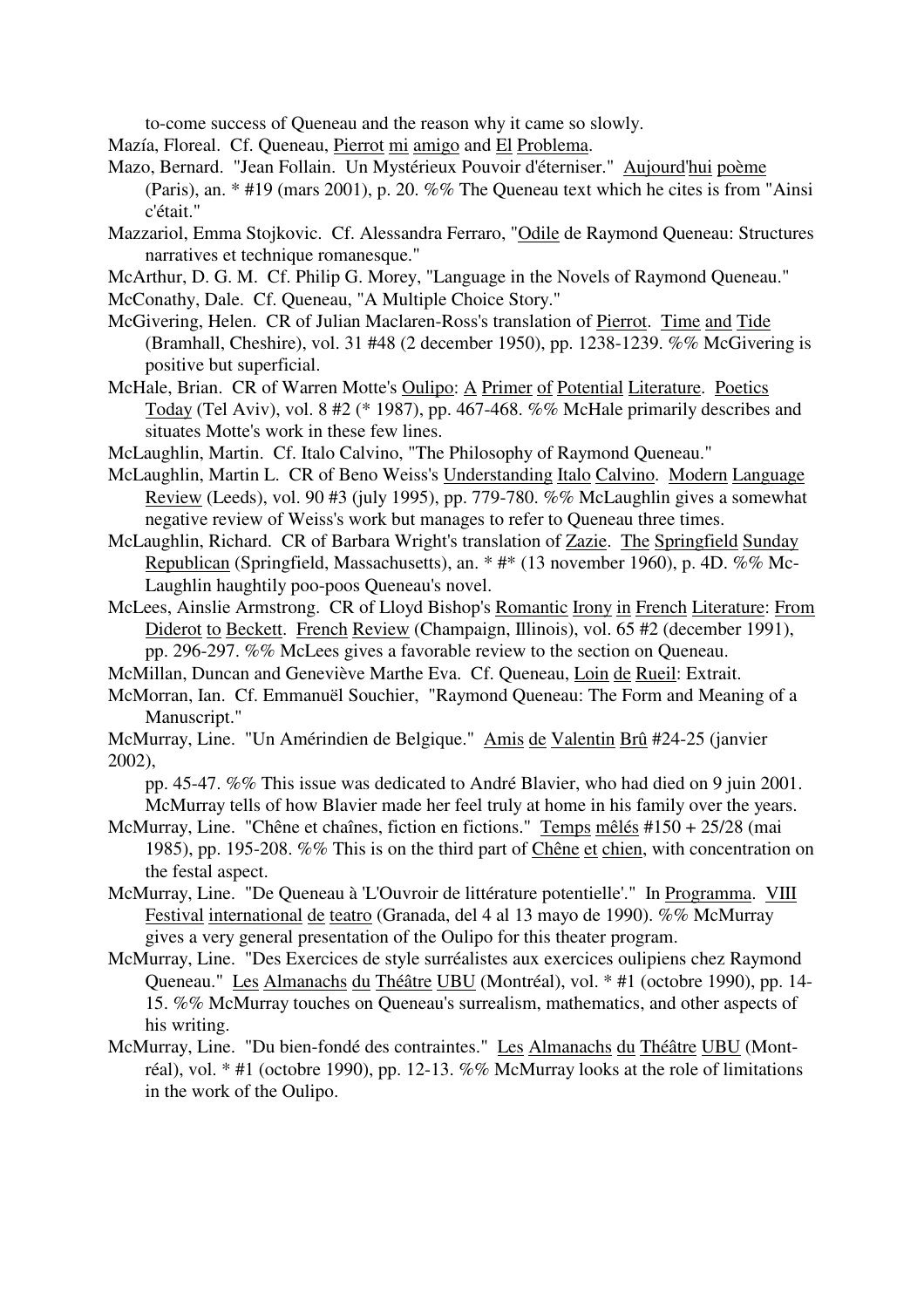to-come success of Queneau and the reason why it came so slowly.

Mazía, Floreal. Cf. Queneau, Pierrot mi amigo and El Problema.

Mazo, Bernard. "Jean Follain. Un Mystérieux Pouvoir d'éterniser." Aujourd'hui poème (Paris), an. * #19 (mars 2001), p. 20. %% The Queneau text which he cites is from "Ainsi c'était."

Mazzariol, Emma Stojkovic. Cf. Alessandra Ferraro, "Odile de Raymond Queneau: Structures narratives et technique romanesque."

McArthur, D. G. M. Cf. Philip G. Morey, "Language in the Novels of Raymond Queneau."

McConathy, Dale. Cf. Queneau, "A Multiple Choice Story."

McGivering, Helen. CR of Julian Maclaren-Ross's translation of Pierrot. Time and Tide (Bramhall, Cheshire), vol. 31 #48 (2 december 1950), pp. 1238-1239. %% McGivering is positive but superficial.

McHale, Brian. CR of Warren Motte's Oulipo: A Primer of Potential Literature. Poetics Today (Tel Aviv), vol. 8 #2 (* 1987), pp. 467-468. %% McHale primarily describes and situates Motte's work in these few lines.

McLaughlin, Martin. Cf. Italo Calvino, "The Philosophy of Raymond Queneau."

McLaughlin, Martin L. CR of Beno Weiss's Understanding Italo Calvino. Modern Language Review (Leeds), vol. 90 #3 (july 1995), pp. 779-780. %% McLaughlin gives a somewhat negative review of Weiss's work but manages to refer to Queneau three times.

McLaughlin, Richard. CR of Barbara Wright's translation of Zazie. The Springfield Sunday Republican (Springfield, Massachusetts), an. * #* (13 november 1960), p. 4D. %% McLaughlin haughtily poo-poos Queneau's novel.

McLees, Ainslie Armstrong. CR of Lloyd Bishop's Romantic Irony in French Literature: From Diderot to Beckett. French Review (Champaign, Illinois), vol. 65 #2 (december 1991), pp. 296-297. %% McLees gives a favorable review to the section on Queneau.

McMillan, Duncan and Geneviève Marthe Eva. Cf. Queneau, Loin de Rueil: Extrait.

McMorran, Ian. Cf. Emmanuël Souchier, "Raymond Queneau: The Form and Meaning of a Manuscript."

McMurray, Line. "Un Amérindien de Belgique." Amis de Valentin Brû #24-25 (janvier 2002), pp. 45-47. %% This issue was dedicated to André Blavier, who had died on 9 juin 2001. McMurray tells of how Blavier made her feel truly at home in his family over the years.

McMurray, Line. "Chêne et chaînes, fiction en fictions." Temps mêlés #150 + 25/28 (mai 1985), pp. 195-208. %% This is on the third part of Chêne et chien, with concentration on the festal aspect.

McMurray, Line. "De Queneau à 'L'Ouvroir de littérature potentielle'." In Programma. VIII Festival international de teatro (Granada, del 4 al 13 mayo de 1990). %% McMurray gives a very general presentation of the Oulipo for this theater program.

McMurray, Line. "Des Exercices de style surréalistes aux exercices oulipiens chez Raymond Queneau." Les Almanachs du Théâtre UBU (Montréal), vol. * #1 (octobre 1990), pp. 14-15. %% McMurray touches on Queneau's surrealism, mathematics, and other aspects of his writing.

McMurray, Line. "Du bien-fondé des contraintes." Les Almanachs du Théâtre UBU (Montréal), vol. * #1 (octobre 1990), pp. 12-13. %% McMurray looks at the role of limitations in the work of the Oulipo.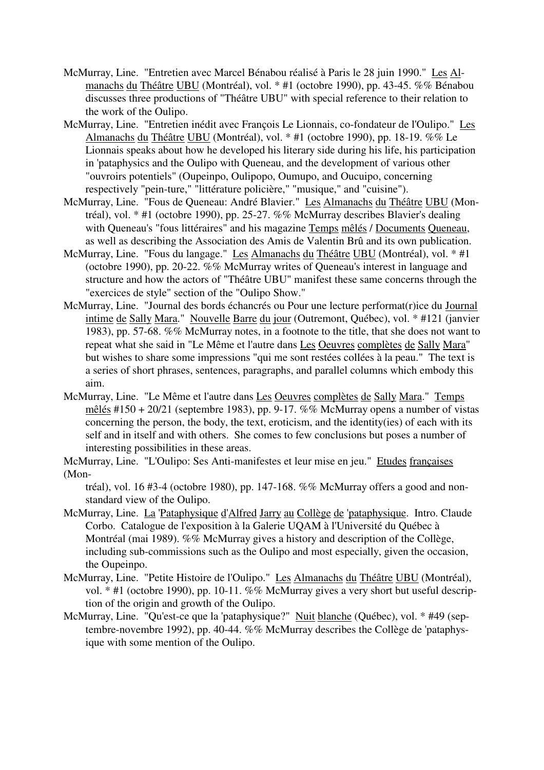McMurray, Line. "Entretien avec Marcel Bénabou réalisé à Paris le 28 juin 1990." Les Almanachs du Théâtre UBU (Montréal), vol. * #1 (octobre 1990), pp. 43-45. %% Bénabou discusses three productions of "Théâtre UBU" with special reference to their relation to the work of the Oulipo.

McMurray, Line. "Entretien inédit avec François Le Lionnais, co-fondateur de l'Oulipo." Les Almanachs du Théâtre UBU (Montréal), vol. * #1 (octobre 1990), pp. 18-19. %% Le Lionnais speaks about how he developed his literary side during his life, his participation in 'pataphysics and the Oulipo with Queneau, and the development of various other "ouvroirs potentiels" (Oupeinpo, Oulipopo, Oumupo, and Oucuipo, concerning respectively "pein-ture," "littérature policière," "musique," and "cuisine").

McMurray, Line. "Fous de Queneau: André Blavier." Les Almanachs du Théâtre UBU (Montréal), vol. * #1 (octobre 1990), pp. 25-27. %% McMurray describes Blavier's dealing with Queneau's "fous littéraires" and his magazine Temps mêlés / Documents Queneau, as well as describing the Association des Amis de Valentin Brû and its own publication.

McMurray, Line. "Fous du langage." Les Almanachs du Théâtre UBU (Montréal), vol. * #1 (octobre 1990), pp. 20-22. %% McMurray writes of Queneau's interest in language and structure and how the actors of "Théâtre UBU" manifest these same concerns through the "exercices de style" section of the "Oulipo Show."

McMurray, Line. "Journal des bords échancrés ou Pour une lecture performat(r)ice du Journal intime de Sally Mara." Nouvelle Barre du jour (Outremont, Québec), vol. * #121 (janvier 1983), pp. 57-68. %% McMurray notes, in a footnote to the title, that she does not want to repeat what she said in "Le Même et l'autre dans Les Oeuvres complètes de Sally Mara" but wishes to share some impressions "qui me sont restées collées à la peau." The text is a series of short phrases, sentences, paragraphs, and parallel columns which embody this aim.

McMurray, Line. "Le Même et l'autre dans Les Oeuvres complètes de Sally Mara." Temps mêlés #150 + 20/21 (septembre 1983), pp. 9-17. %% McMurray opens a number of vistas concerning the person, the body, the text, eroticism, and the identity(ies) of each with its self and in itself and with others. She comes to few conclusions but poses a number of interesting possibilities in these areas.

McMurray, Line. "L'Oulipo: Ses Anti-manifestes et leur mise en jeu." Etudes françaises (Montréal), vol. 16 #3-4 (octobre 1980), pp. 147-168. %% McMurray offers a good and non-standard view of the Oulipo.

McMurray, Line. La 'Pataphysique d'Alfred Jarry au Collège de 'pataphysique. Intro. Claude Corbo. Catalogue de l'exposition à la Galerie UQAM à l'Université du Québec à Montréal (mai 1989). %% McMurray gives a history and description of the Collège, including sub-commissions such as the Oulipo and most especially, given the occasion, the Oupeinpo.

McMurray, Line. "Petite Histoire de l'Oulipo." Les Almanachs du Théâtre UBU (Montréal), vol. * #1 (octobre 1990), pp. 10-11. %% McMurray gives a very short but useful description of the origin and growth of the Oulipo.

McMurray, Line. "Qu'est-ce que la 'pataphysique?" Nuit blanche (Québec), vol. * #49 (septembre-novembre 1992), pp. 40-44. %% McMurray describes the Collège de 'pataphysique with some mention of the Oulipo.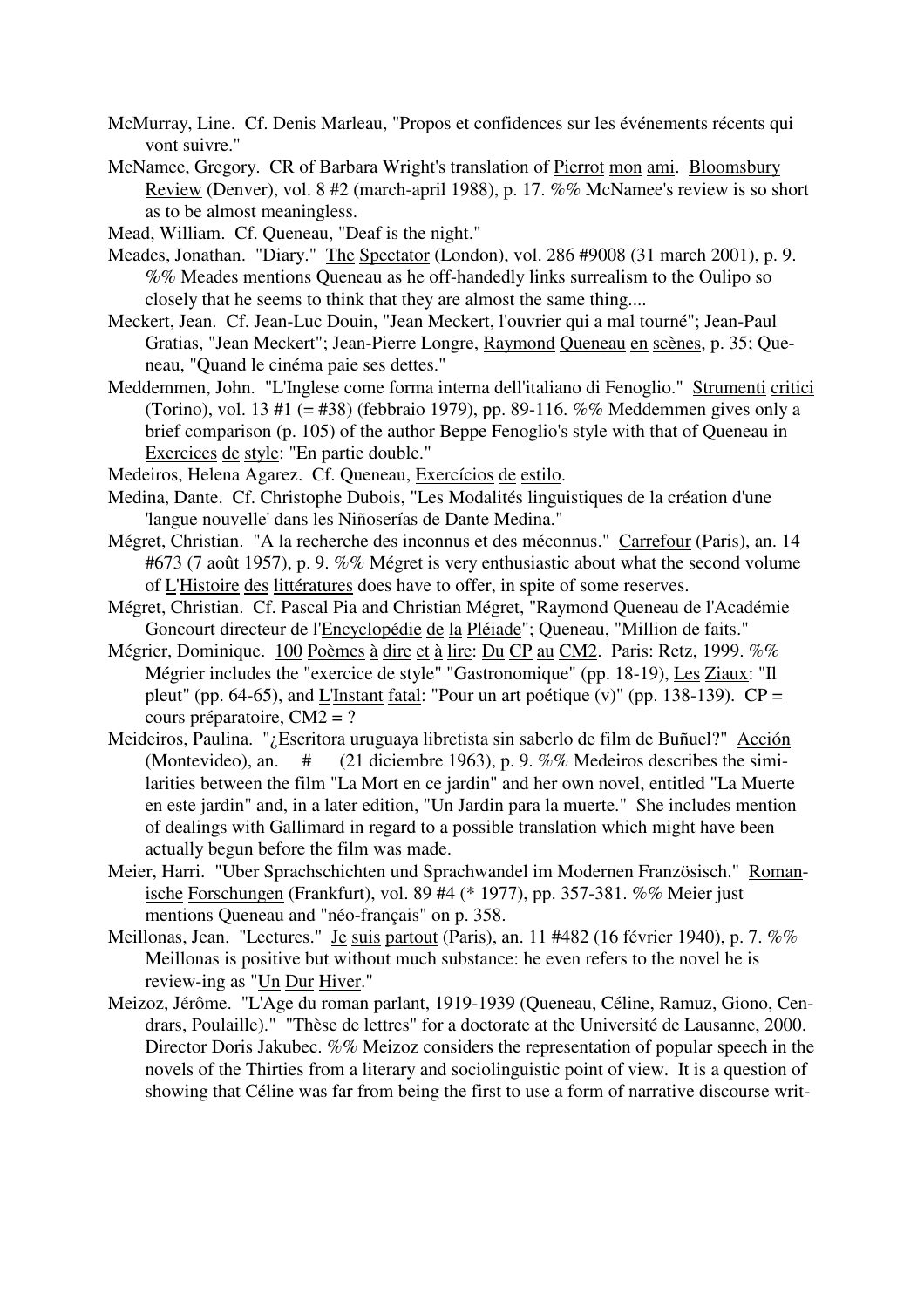McMurray, Line. Cf. Denis Marleau, "Propos et confidences sur les événements récents qui vont suivre."

McNamee, Gregory. CR of Barbara Wright's translation of Pierrot mon ami. Bloomsbury Review (Denver), vol. 8 #2 (march-april 1988), p. 17. %% McNamee's review is so short as to be almost meaningless.

Mead, William. Cf. Queneau, "Deaf is the night."

Meades, Jonathan. "Diary." The Spectator (London), vol. 286 #9008 (31 march 2001), p. 9. %% Meades mentions Queneau as he off-handedly links surrealism to the Oulipo so closely that he seems to think that they are almost the same thing....

Meckert, Jean. Cf. Jean-Luc Douin, "Jean Meckert, l'ouvrier qui a mal tourné"; Jean-Paul Gratias, "Jean Meckert"; Jean-Pierre Longre, Raymond Queneau en scènes, p. 35; Queneau, "Quand le cinéma paie ses dettes."

Meddemmen, John. "L'Inglese come forma interna dell'italiano di Fenoglio." Strumenti critici (Torino), vol. 13 #1 (= #38) (febbraio 1979), pp. 89-116. %% Meddemmen gives only a brief comparison (p. 105) of the author Beppe Fenoglio's style with that of Queneau in Exercices de style: "En partie double."

Medeiros, Helena Agarez. Cf. Queneau, Exercícios de estilo.

Medina, Dante. Cf. Christophe Dubois, "Les Modalités linguistiques de la création d'une 'langue nouvelle' dans les Niñoserías de Dante Medina."

Mégret, Christian. "A la recherche des inconnus et des méconnus." Carrefour (Paris), an. 14 #673 (7 août 1957), p. 9. %% Mégret is very enthusiastic about what the second volume of L'Histoire des littératures does have to offer, in spite of some reserves.

Mégret, Christian. Cf. Pascal Pia and Christian Mégret, "Raymond Queneau de l'Académie Goncourt directeur de l'Encyclopédie de la Pléiade"; Queneau, "Million de faits."

Mégrier, Dominique. 100 Poèmes à dire et à lire: Du CP au CM2. Paris: Retz, 1999. %% Mégrier includes the "exercice de style" "Gastronomique" (pp. 18-19), Les Ziaux: "Il pleut" (pp. 64-65), and L'Instant fatal: "Pour un art poétique (v)" (pp. 138-139). CP = cours préparatoire, CM2 = ?

Meideiros, Paulina. "¿Escritora uruguaya libretista sin saberlo de film de Buñuel?" Acción (Montevideo), an. # (21 diciembre 1963), p. 9. %% Medeiros describes the similarities between the film "La Mort en ce jardin" and her own novel, entitled "La Muerte en este jardin" and, in a later edition, "Un Jardin para la muerte." She includes mention of dealings with Gallimard in regard to a possible translation which might have been actually begun before the film was made.

Meier, Harri. "Uber Sprachschichten und Sprachwandel im Modernen Französisch." Romanische Forschungen (Frankfurt), vol. 89 #4 (* 1977), pp. 357-381. %% Meier just mentions Queneau and "néo-français" on p. 358.

Meillonas, Jean. "Lectures." Je suis partout (Paris), an. 11 #482 (16 février 1940), p. 7. %% Meillonas is positive but without much substance: he even refers to the novel he is review-ing as "Un Dur Hiver."

Meizoz, Jérôme. "L'Age du roman parlant, 1919-1939 (Queneau, Céline, Ramuz, Giono, Cendrars, Poulaille)." "Thèse de lettres" for a doctorate at the Université de Lausanne, 2000. Director Doris Jakubec. %% Meizoz considers the representation of popular speech in the novels of the Thirties from a literary and sociolinguistic point of view. It is a question of showing that Céline was far from being the first to use a form of narrative discourse writ-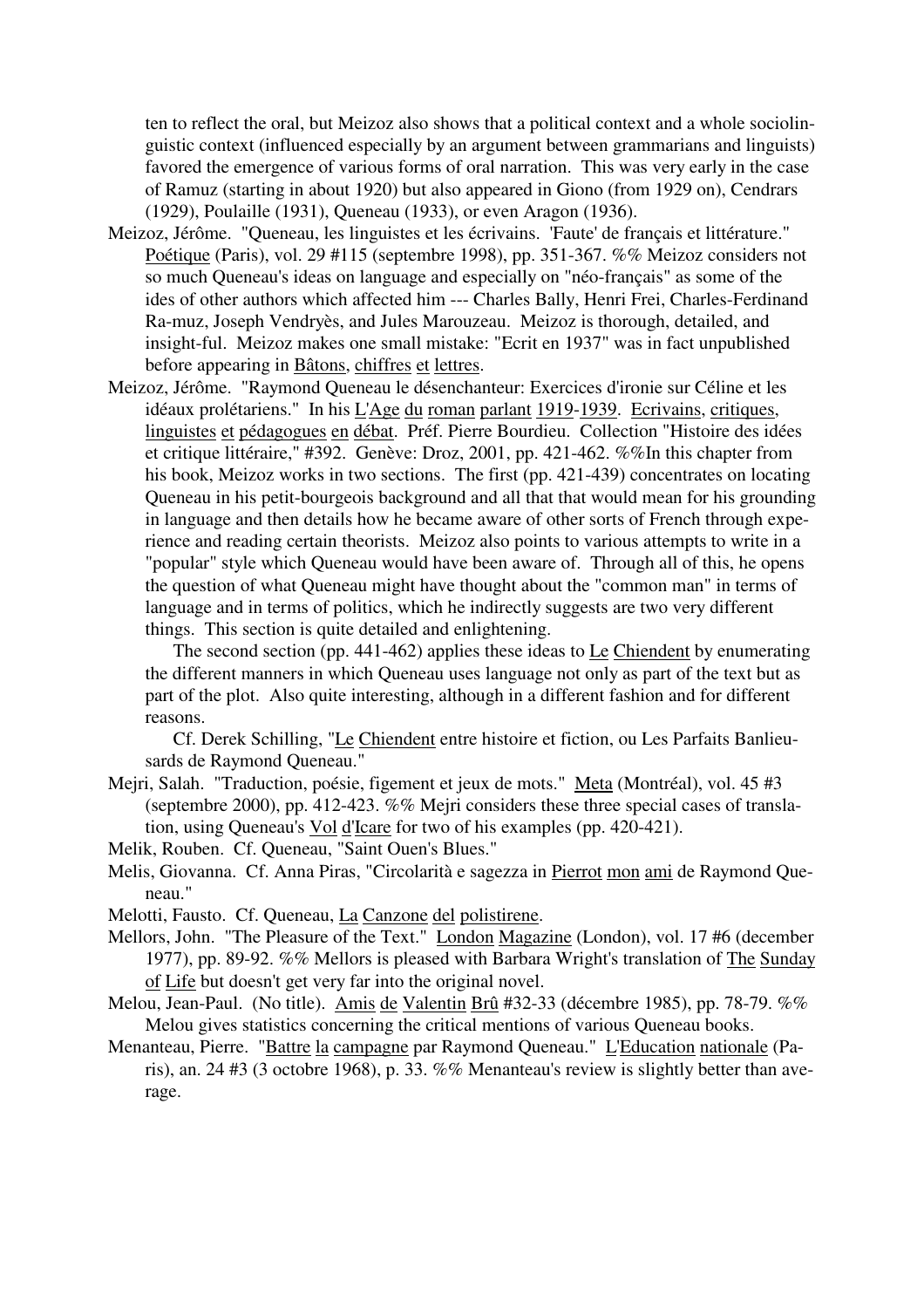ten to reflect the oral, but Meizoz also shows that a political context and a whole sociolinguistic context (influenced especially by an argument between grammarians and linguists) favored the emergence of various forms of oral narration. This was very early in the case of Ramuz (starting in about 1920) but also appeared in Giono (from 1929 on), Cendrars (1929), Poulaille (1931), Queneau (1933), or even Aragon (1936).

Meizoz, Jérôme. "Queneau, les linguistes et les écrivains. 'Faute' de français et littérature." Poétique (Paris), vol. 29 #115 (septembre 1998), pp. 351-367. %% Meizoz considers not so much Queneau's ideas on language and especially on "néo-français" as some of the ides of other authors which affected him --- Charles Bally, Henri Frei, Charles-Ferdinand Ra-muz, Joseph Vendryès, and Jules Marouzeau. Meizoz is thorough, detailed, and insight-ful. Meizoz makes one small mistake: "Ecrit en 1937" was in fact unpublished before appearing in Bâtons, chiffres et lettres.

Meizoz, Jérôme. "Raymond Queneau le désenchanteur: Exercices d'ironie sur Céline et les idéaux prolétariens." In his L'Age du roman parlant 1919-1939. Ecrivains, critiques, linguistes et pédagogues en débat. Préf. Pierre Bourdieu. Collection "Histoire des idées et critique littéraire," #392. Genève: Droz, 2001, pp. 421-462. %%In this chapter from his book, Meizoz works in two sections. The first (pp. 421-439) concentrates on locating Queneau in his petit-bourgeois background and all that that would mean for his grounding in language and then details how he became aware of other sorts of French through experience and reading certain theorists. Meizoz also points to various attempts to write in a "popular" style which Queneau would have been aware of. Through all of this, he opens the question of what Queneau might have thought about the "common man" in terms of language and in terms of politics, which he indirectly suggests are two very different things. This section is quite detailed and enlightening.

The second section (pp. 441-462) applies these ideas to Le Chiendent by enumerating the different manners in which Queneau uses language not only as part of the text but as part of the plot. Also quite interesting, although in a different fashion and for different reasons.

Cf. Derek Schilling, "Le Chiendent entre histoire et fiction, ou Les Parfaits Banlieusards de Raymond Queneau."

Mejri, Salah. "Traduction, poésie, figement et jeux de mots." Meta (Montréal), vol. 45 #3 (septembre 2000), pp. 412-423. %% Mejri considers these three special cases of translation, using Queneau's Vol d'Icare for two of his examples (pp. 420-421).

Melik, Rouben. Cf. Queneau, "Saint Ouen's Blues."

Melis, Giovanna. Cf. Anna Piras, "Circolarità e sagezza in Pierrot mon ami de Raymond Queneau."

Melotti, Fausto. Cf. Queneau, La Canzone del polistirene.

Mellors, John. "The Pleasure of the Text." London Magazine (London), vol. 17 #6 (december 1977), pp. 89-92. %% Mellors is pleased with Barbara Wright's translation of The Sunday of Life but doesn't get very far into the original novel.

Melou, Jean-Paul. (No title). Amis de Valentin Brû #32-33 (décembre 1985), pp. 78-79. %% Melou gives statistics concerning the critical mentions of various Queneau books.

Menanteau, Pierre. "Battre la campagne par Raymond Queneau." L'Education nationale (Paris), an. 24 #3 (3 octobre 1968), p. 33. %% Menanteau's review is slightly better than average.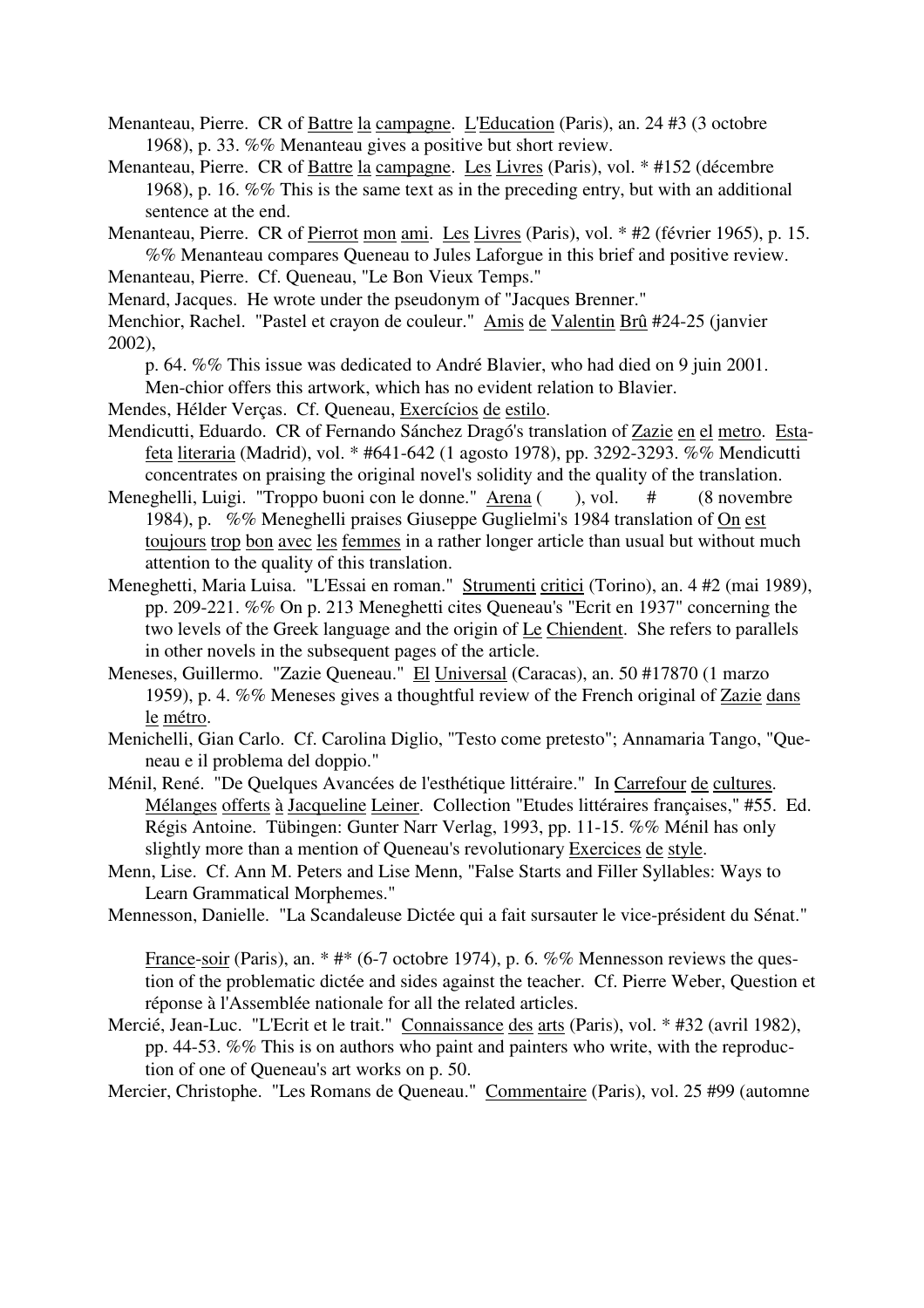Menanteau, Pierre. CR of _Battre la campagne_. _L'Education_ (Paris), an. 24 #3 (3 octobre 1968), p. 33. %% Menanteau gives a positive but short review.

Menanteau, Pierre. CR of _Battre la campagne_. _Les Livres_ (Paris), vol. * #152 (décembre 1968), p. 16. %% This is the same text as in the preceding entry, but with an additional sentence at the end.

Menanteau, Pierre. CR of _Pierrot mon ami_. _Les Livres_ (Paris), vol. * #2 (février 1965), p. 15. %% Menanteau compares Queneau to Jules Laforgue in this brief and positive review.

Menanteau, Pierre. Cf. Queneau, "Le Bon Vieux Temps."

Menard, Jacques. He wrote under the pseudonym of "Jacques Brenner."

Menchior, Rachel. "Pastel et crayon de couleur." _Amis de Valentin Brû_ #24-25 (janvier 2002), p. 64. %% This issue was dedicated to André Blavier, who had died on 9 juin 2001. Men-chior offers this artwork, which has no evident relation to Blavier.

Mendes, Hélder Verças. Cf. Queneau, _Exercícios de estilo_.

Mendicutti, Eduardo. CR of Fernando Sánchez Dragó's translation of _Zazie en el metro_. _Estafeta literaria_ (Madrid), vol. * #641-642 (1 agosto 1978), pp. 3292-3293. %% Mendicutti concentrates on praising the original novel's solidity and the quality of the translation.

Meneghelli, Luigi. "Troppo buoni con le donne." _Arena_ ( ), vol. # (8 novembre 1984), p. %% Meneghelli praises Giuseppe Guglielmi's 1984 translation of _On est toujours trop bon avec les femmes_ in a rather longer article than usual but without much attention to the quality of this translation.

Meneghetti, Maria Luisa. "L'Essai en roman." _Strumenti critici_ (Torino), an. 4 #2 (mai 1989), pp. 209-221. %% On p. 213 Meneghetti cites Queneau's "Ecrit en 1937" concerning the two levels of the Greek language and the origin of _Le Chiendent_. She refers to parallels in other novels in the subsequent pages of the article.

Meneses, Guillermo. "Zazie Queneau." _El Universal_ (Caracas), an. 50 #17870 (1 marzo 1959), p. 4. %% Meneses gives a thoughtful review of the French original of _Zazie dans le métro_.

Menichelli, Gian Carlo. Cf. Carolina Diglio, "Testo come pretesto"; Annamaria Tango, "Queneau e il problema del doppio."

Ménil, René. "De Quelques Avancées de l'esthétique littéraire." In _Carrefour de cultures. Mélanges offerts à Jacqueline Leiner_. Collection "Etudes littéraires françaises," #55. Ed. Régis Antoine. Tübingen: Gunter Narr Verlag, 1993, pp. 11-15. %% Ménil has only slightly more than a mention of Queneau's revolutionary _Exercices de style_.

Menn, Lise. Cf. Ann M. Peters and Lise Menn, "False Starts and Filler Syllables: Ways to Learn Grammatical Morphemes."

Mennesson, Danielle. "La Scandaleuse Dictée qui a fait sursauter le vice-président du Sénat."

_France-soir_ (Paris), an. * #* (6-7 octobre 1974), p. 6. %% Mennesson reviews the question of the problematic dictée and sides against the teacher. Cf. Pierre Weber, Question et réponse à l'Assemblée nationale for all the related articles.

Mercié, Jean-Luc. "L'Ecrit et le trait." _Connaissance des arts_ (Paris), vol. * #32 (avril 1982), pp. 44-53. %% This is on authors who paint and painters who write, with the reproduction of one of Queneau's art works on p. 50.

Mercier, Christophe. "Les Romans de Queneau." _Commentaire_ (Paris), vol. 25 #99 (automne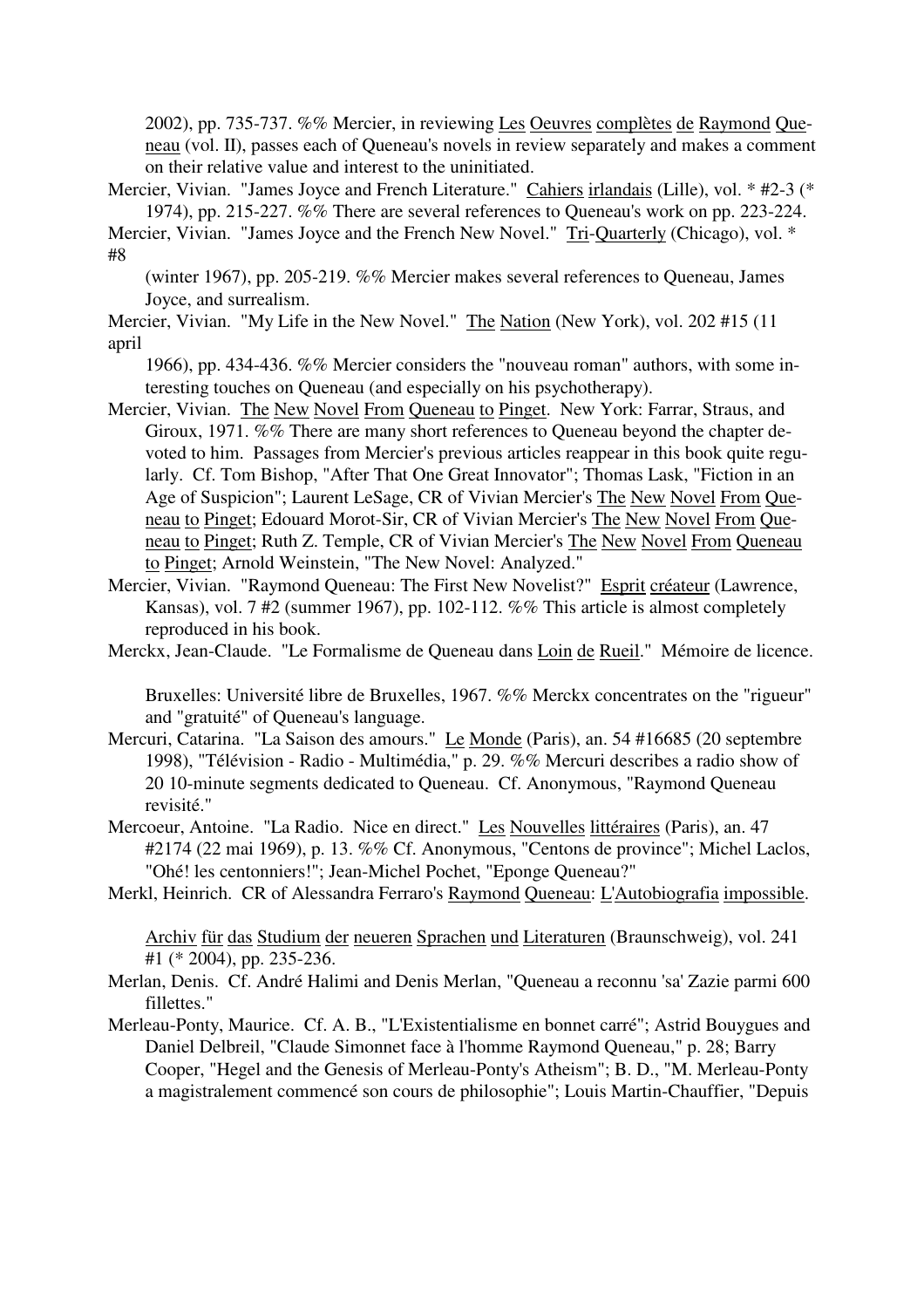2002), pp. 735-737. %% Mercier, in reviewing Les Oeuvres complètes de Raymond Queneau (vol. II), passes each of Queneau's novels in review separately and makes a comment on their relative value and interest to the uninitiated.

Mercier, Vivian. "James Joyce and French Literature." Cahiers irlandais (Lille), vol. * #2-3 (* 1974), pp. 215-227. %% There are several references to Queneau's work on pp. 223-224.

Mercier, Vivian. "James Joyce and the French New Novel." Tri-Quarterly (Chicago), vol. * #8 (winter 1967), pp. 205-219. %% Mercier makes several references to Queneau, James Joyce, and surrealism.

Mercier, Vivian. "My Life in the New Novel." The Nation (New York), vol. 202 #15 (11 april 1966), pp. 434-436. %% Mercier considers the "nouveau roman" authors, with some interesting touches on Queneau (and especially on his psychotherapy).

Mercier, Vivian. The New Novel From Queneau to Pinget. New York: Farrar, Straus, and Giroux, 1971. %% There are many short references to Queneau beyond the chapter devoted to him. Passages from Mercier's previous articles reappear in this book quite regularly. Cf. Tom Bishop, "After That One Great Innovator"; Thomas Lask, "Fiction in an Age of Suspicion"; Laurent LeSage, CR of Vivian Mercier's The New Novel From Queneau to Pinget; Edouard Morot-Sir, CR of Vivian Mercier's The New Novel From Queneau to Pinget; Ruth Z. Temple, CR of Vivian Mercier's The New Novel From Queneau to Pinget; Arnold Weinstein, "The New Novel: Analyzed."

Mercier, Vivian. "Raymond Queneau: The First New Novelist?" Esprit créateur (Lawrence, Kansas), vol. 7 #2 (summer 1967), pp. 102-112. %% This article is almost completely reproduced in his book.

Merckx, Jean-Claude. "Le Formalisme de Queneau dans Loin de Rueil." Mémoire de licence. Bruxelles: Université libre de Bruxelles, 1967. %% Merckx concentrates on the "rigueur" and "gratuité" of Queneau's language.

Mercuri, Catarina. "La Saison des amours." Le Monde (Paris), an. 54 #16685 (20 septembre 1998), "Télévision - Radio - Multimédia," p. 29. %% Mercuri describes a radio show of 20 10-minute segments dedicated to Queneau. Cf. Anonymous, "Raymond Queneau revisité."

Mercoeur, Antoine. "La Radio. Nice en direct." Les Nouvelles littéraires (Paris), an. 47 #2174 (22 mai 1969), p. 13. %% Cf. Anonymous, "Centons de province"; Michel Laclos, "Ohé! les centonniers!"; Jean-Michel Pochet, "Eponge Queneau?"

Merkl, Heinrich. CR of Alessandra Ferraro's Raymond Queneau: L'Autobiografia impossible. Archiv für das Studium der neueren Sprachen und Literaturen (Braunschweig), vol. 241 #1 (* 2004), pp. 235-236.

Merlan, Denis. Cf. André Halimi and Denis Merlan, "Queneau a reconnu 'sa' Zazie parmi 600 fillettes."

Merleau-Ponty, Maurice. Cf. A. B., "L'Existentialisme en bonnet carré"; Astrid Bouygues and Daniel Delbreil, "Claude Simonnet face à l'homme Raymond Queneau," p. 28; Barry Cooper, "Hegel and the Genesis of Merleau-Ponty's Atheism"; B. D., "M. Merleau-Ponty a magistralement commencé son cours de philosophie"; Louis Martin-Chauffier, "Depuis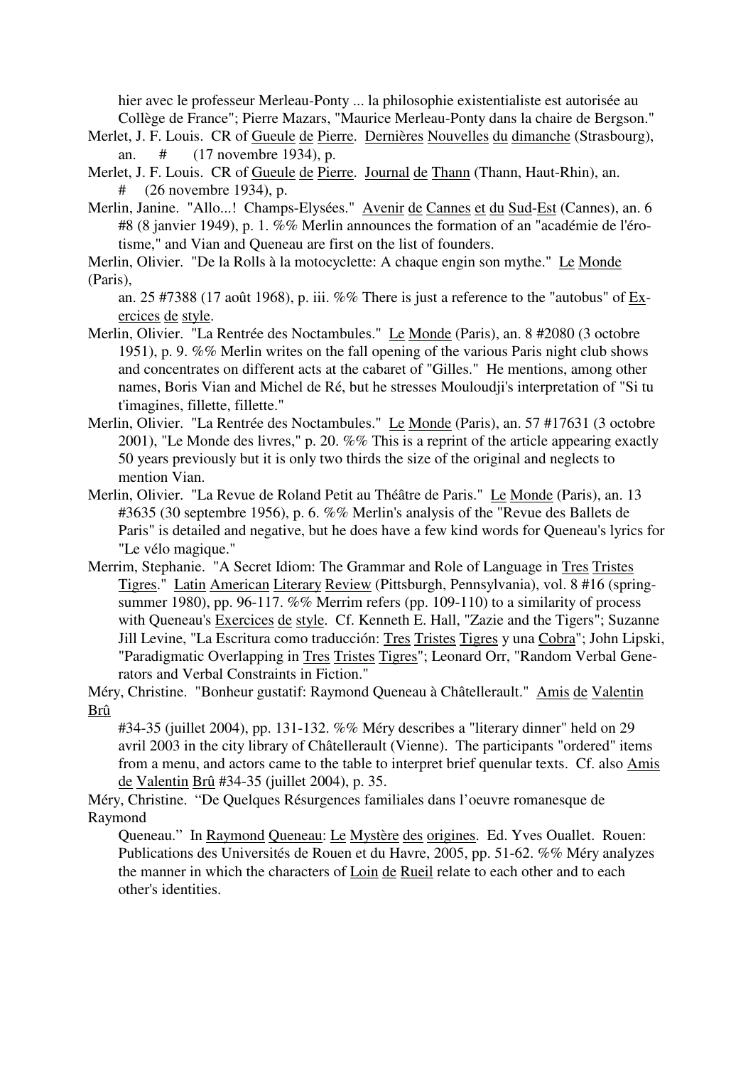hier avec le professeur Merleau-Ponty ... la philosophie existentialiste est autorisée au Collège de France"; Pierre Mazars, "Maurice Merleau-Ponty dans la chaire de Bergson."

Merlet, J. F. Louis. CR of Gueule de Pierre. Dernières Nouvelles du dimanche (Strasbourg), an. # (17 novembre 1934), p.

Merlet, J. F. Louis. CR of Gueule de Pierre. Journal de Thann (Thann, Haut-Rhin), an. # (26 novembre 1934), p.

Merlin, Janine. "Allo...! Champs-Elysées." Avenir de Cannes et du Sud-Est (Cannes), an. 6 #8 (8 janvier 1949), p. 1. %% Merlin announces the formation of an "académie de l'érotisme," and Vian and Queneau are first on the list of founders.

Merlin, Olivier. "De la Rolls à la motocyclette: A chaque engin son mythe." Le Monde (Paris), an. 25 #7388 (17 août 1968), p. iii. %% There is just a reference to the "autobus" of Exercices de style.

Merlin, Olivier. "La Rentrée des Noctambules." Le Monde (Paris), an. 8 #2080 (3 octobre 1951), p. 9. %% Merlin writes on the fall opening of the various Paris night club shows and concentrates on different acts at the cabaret of "Gilles." He mentions, among other names, Boris Vian and Michel de Ré, but he stresses Mouloudji's interpretation of "Si tu t'imagines, fillette, fillette."

Merlin, Olivier. "La Rentrée des Noctambules." Le Monde (Paris), an. 57 #17631 (3 octobre 2001), "Le Monde des livres," p. 20. %% This is a reprint of the article appearing exactly 50 years previously but it is only two thirds the size of the original and neglects to mention Vian.

Merlin, Olivier. "La Revue de Roland Petit au Théâtre de Paris." Le Monde (Paris), an. 13 #3635 (30 septembre 1956), p. 6. %% Merlin's analysis of the "Revue des Ballets de Paris" is detailed and negative, but he does have a few kind words for Queneau's lyrics for "Le vélo magique."

Merrim, Stephanie. "A Secret Idiom: The Grammar and Role of Language in Tres Tristes Tigres." Latin American Literary Review (Pittsburgh, Pennsylvania), vol. 8 #16 (spring-summer 1980), pp. 96-117. %% Merrim refers (pp. 109-110) to a similarity of process with Queneau's Exercices de style. Cf. Kenneth E. Hall, "Zazie and the Tigers"; Suzanne Jill Levine, "La Escritura como traducción: Tres Tristes Tigres y una Cobra"; John Lipski, "Paradigmatic Overlapping in Tres Tristes Tigres"; Leonard Orr, "Random Verbal Generators and Verbal Constraints in Fiction."

Méry, Christine. "Bonheur gustatif: Raymond Queneau à Châtellerault." Amis de Valentin Brû #34-35 (juillet 2004), pp. 131-132. %% Méry describes a "literary dinner" held on 29 avril 2003 in the city library of Châtellerault (Vienne). The participants "ordered" items from a menu, and actors came to the table to interpret brief quenular texts. Cf. also Amis de Valentin Brû #34-35 (juillet 2004), p. 35.

Méry, Christine. "De Quelques Résurgences familiales dans l'oeuvre romanesque de Raymond Queneau." In Raymond Queneau: Le Mystère des origines. Ed. Yves Ouallet. Rouen: Publications des Universités de Rouen et du Havre, 2005, pp. 51-62. %% Méry analyzes the manner in which the characters of Loin de Rueil relate to each other and to each other's identities.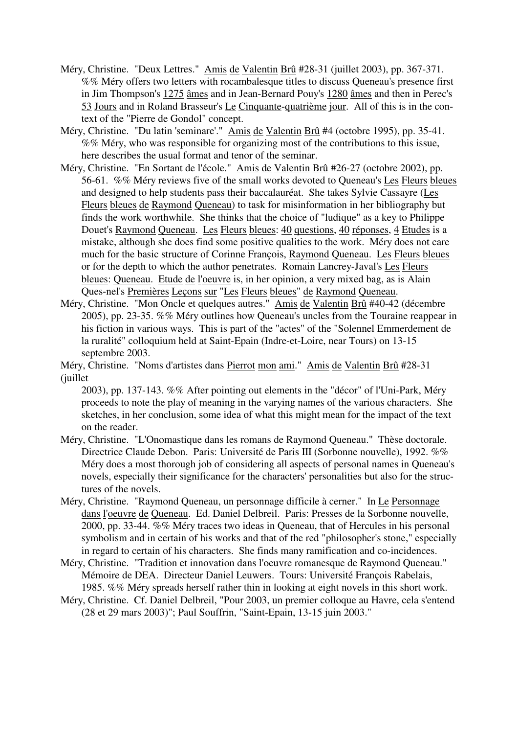Méry, Christine. "Deux Lettres." Amis de Valentin Brû #28-31 (juillet 2003), pp. 367-371. %% Méry offers two letters with rocambalesque titles to discuss Queneau's presence first in Jim Thompson's 1275 âmes and in Jean-Bernard Pouy's 1280 âmes and then in Perec's 53 Jours and in Roland Brasseur's Le Cinquante-quatrième jour. All of this is in the context of the "Pierre de Gondol" concept.

Méry, Christine. "Du latin 'seminare'." Amis de Valentin Brû #4 (octobre 1995), pp. 35-41. %% Méry, who was responsible for organizing most of the contributions to this issue, here describes the usual format and tenor of the seminar.

Méry, Christine. "En Sortant de l'école." Amis de Valentin Brû #26-27 (octobre 2002), pp. 56-61. %% Méry reviews five of the small works devoted to Queneau's Les Fleurs bleues and designed to help students pass their baccalauréat. She takes Sylvie Cassayre (Les Fleurs bleues de Raymond Queneau) to task for misinformation in her bibliography but finds the work worthwhile. She thinks that the choice of "ludique" as a key to Philippe Douet's Raymond Queneau. Les Fleurs bleues: 40 questions, 40 réponses, 4 Etudes is a mistake, although she does find some positive qualities to the work. Méry does not care much for the basic structure of Corinne François, Raymond Queneau. Les Fleurs bleues or for the depth to which the author penetrates. Romain Lancrey-Javal's Les Fleurs bleues: Queneau. Etude de l'oeuvre is, in her opinion, a very mixed bag, as is Alain Ques-nel's Premières Leçons sur "Les Fleurs bleues" de Raymond Queneau.

Méry, Christine. "Mon Oncle et quelques autres." Amis de Valentin Brû #40-42 (décembre 2005), pp. 23-35. %% Méry outlines how Queneau's uncles from the Touraine reappear in his fiction in various ways. This is part of the "actes" of the "Solennel Emmerdement de la ruralité" colloquium held at Saint-Epain (Indre-et-Loire, near Tours) on 13-15 septembre 2003.

Méry, Christine. "Noms d'artistes dans Pierrot mon ami." Amis de Valentin Brû #28-31 (juillet 2003), pp. 137-143. %% After pointing out elements in the "décor" of l'Uni-Park, Méry proceeds to note the play of meaning in the varying names of the various characters. She sketches, in her conclusion, some idea of what this might mean for the impact of the text on the reader.

Méry, Christine. "L'Onomastique dans les romans de Raymond Queneau." Thèse doctorale. Directrice Claude Debon. Paris: Université de Paris III (Sorbonne nouvelle), 1992. %% Méry does a most thorough job of considering all aspects of personal names in Queneau's novels, especially their significance for the characters' personalities but also for the structures of the novels.

Méry, Christine. "Raymond Queneau, un personnage difficile à cerner." In Le Personnage dans l'oeuvre de Queneau. Ed. Daniel Delbreil. Paris: Presses de la Sorbonne nouvelle, 2000, pp. 33-44. %% Méry traces two ideas in Queneau, that of Hercules in his personal symbolism and in certain of his works and that of the red "philosopher's stone," especially in regard to certain of his characters. She finds many ramification and co-incidences.

Méry, Christine. "Tradition et innovation dans l'oeuvre romanesque de Raymond Queneau." Mémoire de DEA. Directeur Daniel Leuwers. Tours: Université François Rabelais, 1985. %% Méry spreads herself rather thin in looking at eight novels in this short work.

Méry, Christine. Cf. Daniel Delbreil, "Pour 2003, un premier colloque au Havre, cela s'entend (28 et 29 mars 2003)"; Paul Souffrin, "Saint-Epain, 13-15 juin 2003."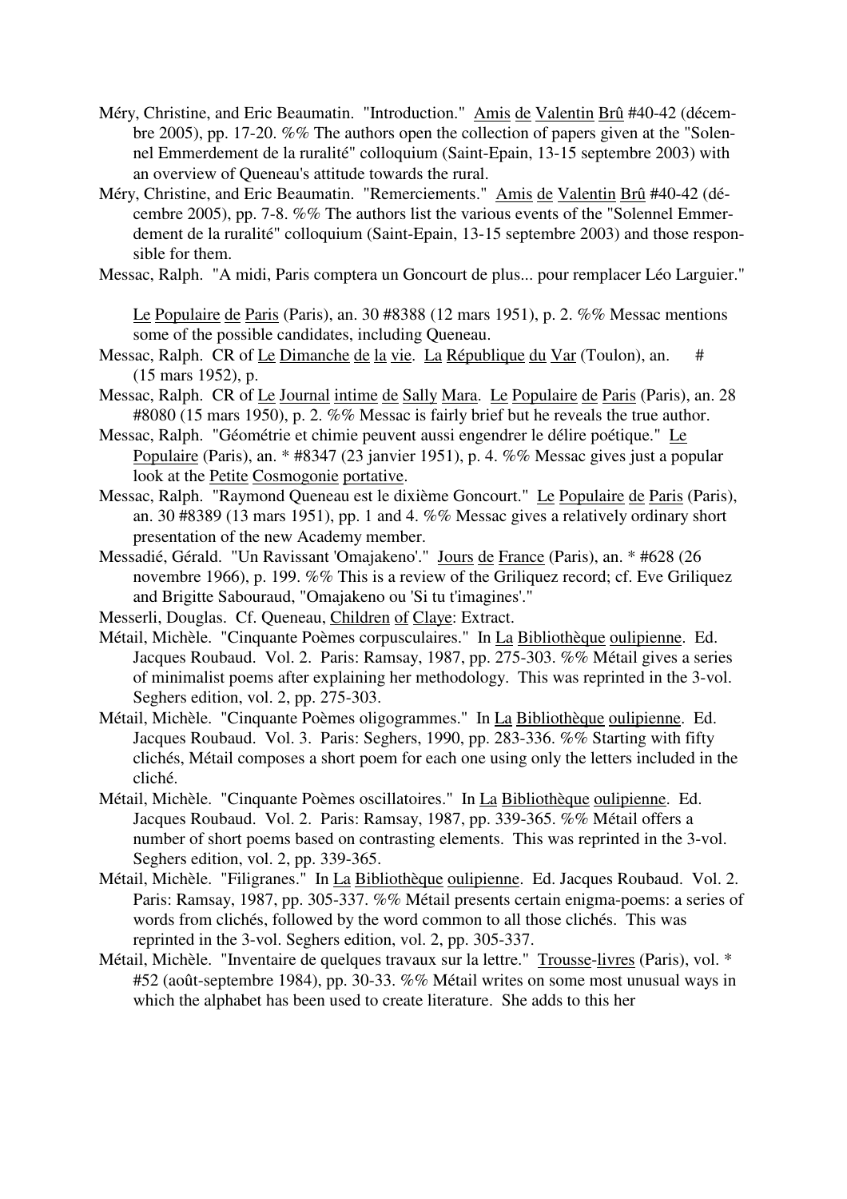Méry, Christine, and Eric Beaumatin. "Introduction." Amis de Valentin Brû #40-42 (décembre 2005), pp. 17-20. %% The authors open the collection of papers given at the "Solennel Emmerdement de la ruralité" colloquium (Saint-Epain, 13-15 septembre 2003) with an overview of Queneau's attitude towards the rural.

Méry, Christine, and Eric Beaumatin. "Remerciements." Amis de Valentin Brû #40-42 (décembre 2005), pp. 7-8. %% The authors list the various events of the "Solennel Emmerdement de la ruralité" colloquium (Saint-Epain, 13-15 septembre 2003) and those responsible for them.

Messac, Ralph. "A midi, Paris comptera un Goncourt de plus... pour remplacer Léo Larguier." Le Populaire de Paris (Paris), an. 30 #8388 (12 mars 1951), p. 2. %% Messac mentions some of the possible candidates, including Queneau.

Messac, Ralph. CR of Le Dimanche de la vie. La République du Var (Toulon), an. # (15 mars 1952), p.

Messac, Ralph. CR of Le Journal intime de Sally Mara. Le Populaire de Paris (Paris), an. 28 #8080 (15 mars 1950), p. 2. %% Messac is fairly brief but he reveals the true author.

Messac, Ralph. "Géométrie et chimie peuvent aussi engendrer le délire poétique." Le Populaire (Paris), an. * #8347 (23 janvier 1951), p. 4. %% Messac gives just a popular look at the Petite Cosmogonie portative.

Messac, Ralph. "Raymond Queneau est le dixième Goncourt." Le Populaire de Paris (Paris), an. 30 #8389 (13 mars 1951), pp. 1 and 4. %% Messac gives a relatively ordinary short presentation of the new Academy member.

Messadié, Gérald. "Un Ravissant 'Omajakeno'." Jours de France (Paris), an. * #628 (26 novembre 1966), p. 199. %% This is a review of the Griliquez record; cf. Eve Griliquez and Brigitte Sabouraud, "Omajakeno ou 'Si tu t'imagines'."

Messerli, Douglas. Cf. Queneau, Children of Claye: Extract.

Métail, Michèle. "Cinquante Poèmes corpusculaires." In La Bibliothèque oulipienne. Ed. Jacques Roubaud. Vol. 2. Paris: Ramsay, 1987, pp. 275-303. %% Métail gives a series of minimalist poems after explaining her methodology. This was reprinted in the 3-vol. Seghers edition, vol. 2, pp. 275-303.

Métail, Michèle. "Cinquante Poèmes oligogrammes." In La Bibliothèque oulipienne. Ed. Jacques Roubaud. Vol. 3. Paris: Seghers, 1990, pp. 283-336. %% Starting with fifty clichés, Métail composes a short poem for each one using only the letters included in the cliché.

Métail, Michèle. "Cinquante Poèmes oscillatoires." In La Bibliothèque oulipienne. Ed. Jacques Roubaud. Vol. 2. Paris: Ramsay, 1987, pp. 339-365. %% Métail offers a number of short poems based on contrasting elements. This was reprinted in the 3-vol. Seghers edition, vol. 2, pp. 339-365.

Métail, Michèle. "Filigranes." In La Bibliothèque oulipienne. Ed. Jacques Roubaud. Vol. 2. Paris: Ramsay, 1987, pp. 305-337. %% Métail presents certain enigma-poems: a series of words from clichés, followed by the word common to all those clichés. This was reprinted in the 3-vol. Seghers edition, vol. 2, pp. 305-337.

Métail, Michèle. "Inventaire de quelques travaux sur la lettre." Trousse-livres (Paris), vol. * #52 (août-septembre 1984), pp. 30-33. %% Métail writes on some most unusual ways in which the alphabet has been used to create literature. She adds to this her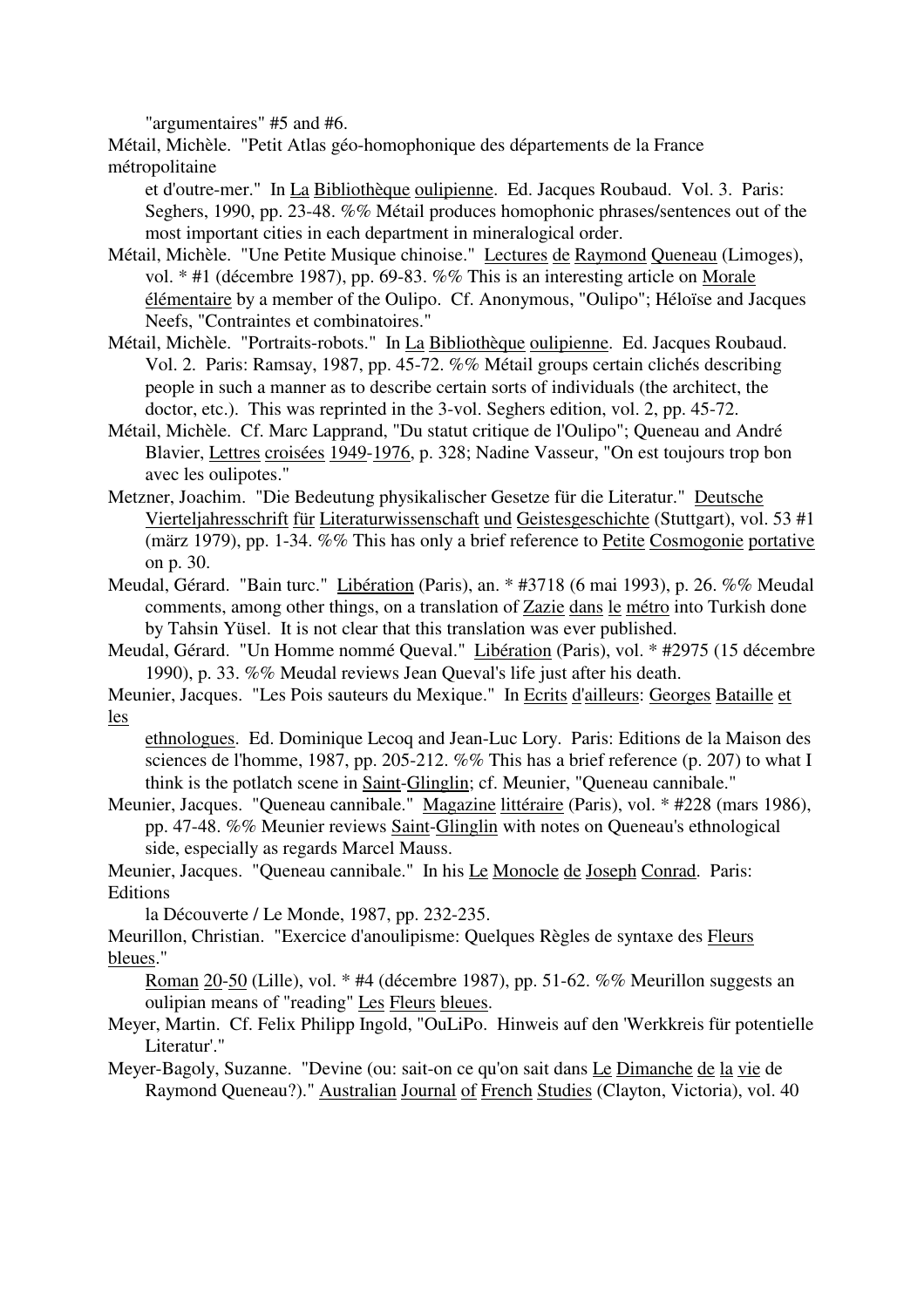"argumentaires" #5 and #6.

Métail, Michèle. "Petit Atlas géo-homophonique des départements de la France métropolitaine et d'outre-mer." In La Bibliothèque oulipienne. Ed. Jacques Roubaud. Vol. 3. Paris: Seghers, 1990, pp. 23-48. %% Métail produces homophonic phrases/sentences out of the most important cities in each department in mineralogical order.

Métail, Michèle. "Une Petite Musique chinoise." Lectures de Raymond Queneau (Limoges), vol. * #1 (décembre 1987), pp. 69-83. %% This is an interesting article on Morale élémentaire by a member of the Oulipo. Cf. Anonymous, "Oulipo"; Héloïse and Jacques Neefs, "Contraintes et combinatoires."

Métail, Michèle. "Portraits-robots." In La Bibliothèque oulipienne. Ed. Jacques Roubaud. Vol. 2. Paris: Ramsay, 1987, pp. 45-72. %% Métail groups certain clichés describing people in such a manner as to describe certain sorts of individuals (the architect, the doctor, etc.). This was reprinted in the 3-vol. Seghers edition, vol. 2, pp. 45-72.

Métail, Michèle. Cf. Marc Lapprand, "Du statut critique de l'Oulipo"; Queneau and André Blavier, Lettres croisées 1949-1976, p. 328; Nadine Vasseur, "On est toujours trop bon avec les oulipotes."

Metzner, Joachim. "Die Bedeutung physikalischer Gesetze für die Literatur." Deutsche Vierteljahresschrift für Literaturwissenschaft und Geistesgeschichte (Stuttgart), vol. 53 #1 (märz 1979), pp. 1-34. %% This has only a brief reference to Petite Cosmogonie portative on p. 30.

Meudal, Gérard. "Bain turc." Libération (Paris), an. * #3718 (6 mai 1993), p. 26. %% Meudal comments, among other things, on a translation of Zazie dans le métro into Turkish done by Tahsin Yüsel. It is not clear that this translation was ever published.

Meudal, Gérard. "Un Homme nommé Queval." Libération (Paris), vol. * #2975 (15 décembre 1990), p. 33. %% Meudal reviews Jean Queval's life just after his death.

Meunier, Jacques. "Les Pois sauteurs du Mexique." In Ecrits d'ailleurs: Georges Bataille et les ethnologues. Ed. Dominique Lecoq and Jean-Luc Lory. Paris: Editions de la Maison des sciences de l'homme, 1987, pp. 205-212. %% This has a brief reference (p. 207) to what I think is the potlatch scene in Saint-Glinglin; cf. Meunier, "Queneau cannibale."

Meunier, Jacques. "Queneau cannibale." Magazine littéraire (Paris), vol. * #228 (mars 1986), pp. 47-48. %% Meunier reviews Saint-Glinglin with notes on Queneau's ethnological side, especially as regards Marcel Mauss.

Meunier, Jacques. "Queneau cannibale." In his Le Monocle de Joseph Conrad. Paris: Editions la Découverte / Le Monde, 1987, pp. 232-235.

Meurillon, Christian. "Exercice d'anoulipisme: Quelques Règles de syntaxe des Fleurs bleues." Roman 20-50 (Lille), vol. * #4 (décembre 1987), pp. 51-62. %% Meurillon suggests an oulipian means of "reading" Les Fleurs bleues.

Meyer, Martin. Cf. Felix Philipp Ingold, "OuLiPo. Hinweis auf den 'Werkkreis für potentielle Literatur'."

Meyer-Bagoly, Suzanne. "Devine (ou: sait-on ce qu'on sait dans Le Dimanche de la vie de Raymond Queneau?)." Australian Journal of French Studies (Clayton, Victoria), vol. 40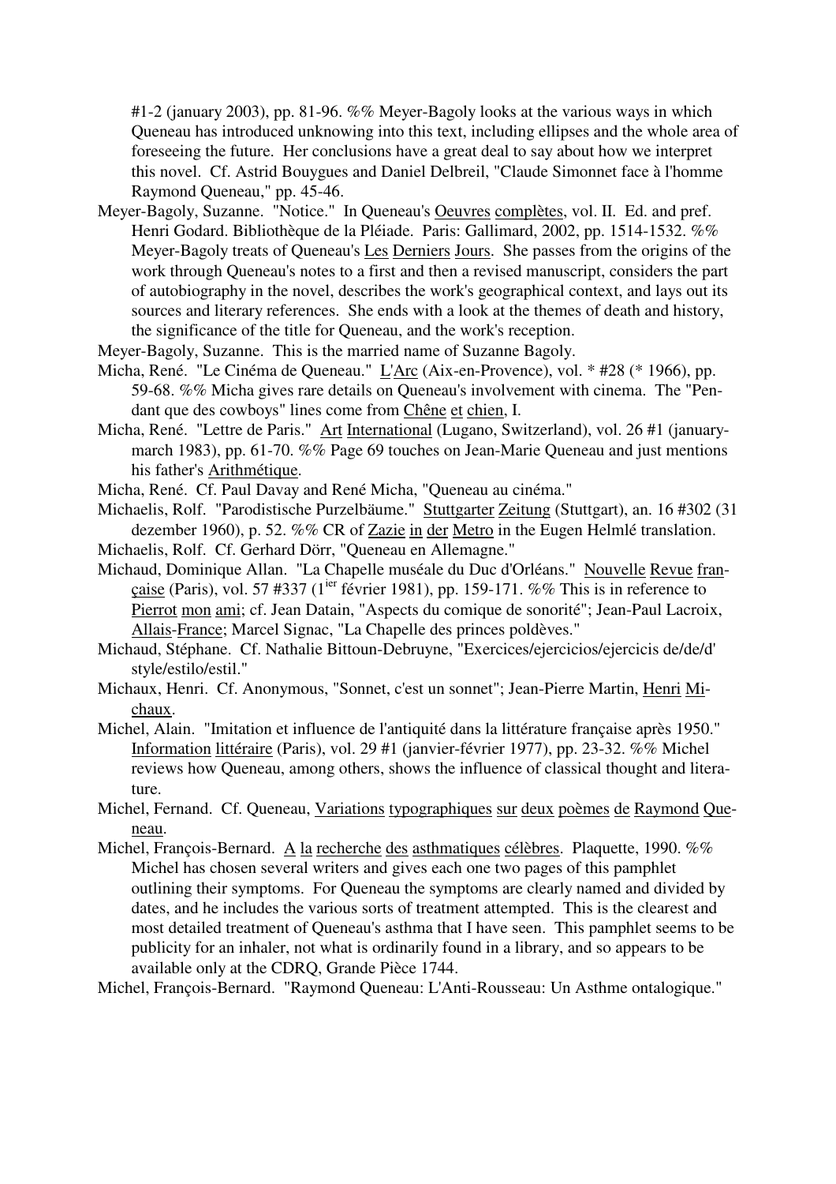#1-2 (january 2003), pp. 81-96. %% Meyer-Bagoly looks at the various ways in which Queneau has introduced unknowing into this text, including ellipses and the whole area of foreseeing the future. Her conclusions have a great deal to say about how we interpret this novel. Cf. Astrid Bouygues and Daniel Delbreil, "Claude Simonnet face à l'homme Raymond Queneau," pp. 45-46.

Meyer-Bagoly, Suzanne. "Notice." In Queneau's Oeuvres complètes, vol. II. Ed. and pref. Henri Godard. Bibliothèque de la Pléiade. Paris: Gallimard, 2002, pp. 1514-1532. %% Meyer-Bagoly treats of Queneau's Les Derniers Jours. She passes from the origins of the work through Queneau's notes to a first and then a revised manuscript, considers the part of autobiography in the novel, describes the work's geographical context, and lays out its sources and literary references. She ends with a look at the themes of death and history, the significance of the title for Queneau, and the work's reception.

Meyer-Bagoly, Suzanne. This is the married name of Suzanne Bagoly.

Micha, René. "Le Cinéma de Queneau." L'Arc (Aix-en-Provence), vol. * #28 (* 1966), pp. 59-68. %% Micha gives rare details on Queneau's involvement with cinema. The "Pendant que des cowboys" lines come from Chêne et chien, I.

Micha, René. "Lettre de Paris." Art International (Lugano, Switzerland), vol. 26 #1 (january-march 1983), pp. 61-70. %% Page 69 touches on Jean-Marie Queneau and just mentions his father's Arithmétique.

Micha, René. Cf. Paul Davay and René Micha, "Queneau au cinéma."

Michaelis, Rolf. "Parodistische Purzelbäume." Stuttgarter Zeitung (Stuttgart), an. 16 #302 (31 dezember 1960), p. 52. %% CR of Zazie in der Metro in the Eugen Helmlé translation.

Michaelis, Rolf. Cf. Gerhard Dörr, "Queneau en Allemagne."

Michaud, Dominique Allan. "La Chapelle muséale du Duc d'Orléans." Nouvelle Revue française (Paris), vol. 57 #337 (1ier février 1981), pp. 159-171. %% This is in reference to Pierrot mon ami; cf. Jean Datain, "Aspects du comique de sonorité"; Jean-Paul Lacroix, Allais-France; Marcel Signac, "La Chapelle des princes poldèves."

Michaud, Stéphane. Cf. Nathalie Bittoun-Debruyne, "Exercices/ejercicios/ejercicis de/de/d' style/estilo/estil."

Michaux, Henri. Cf. Anonymous, "Sonnet, c'est un sonnet"; Jean-Pierre Martin, Henri Michaux.

Michel, Alain. "Imitation et influence de l'antiquité dans la littérature française après 1950." Information littéraire (Paris), vol. 29 #1 (janvier-février 1977), pp. 23-32. %% Michel reviews how Queneau, among others, shows the influence of classical thought and literature.

Michel, Fernand. Cf. Queneau, Variations typographiques sur deux poèmes de Raymond Queneau.

Michel, François-Bernard. A la recherche des asthmatiques célèbres. Plaquette, 1990. %% Michel has chosen several writers and gives each one two pages of this pamphlet outlining their symptoms. For Queneau the symptoms are clearly named and divided by dates, and he includes the various sorts of treatment attempted. This is the clearest and most detailed treatment of Queneau's asthma that I have seen. This pamphlet seems to be publicity for an inhaler, not what is ordinarily found in a library, and so appears to be available only at the CDRQ, Grande Pièce 1744.

Michel, François-Bernard. "Raymond Queneau: L'Anti-Rousseau: Un Asthme ontalogique."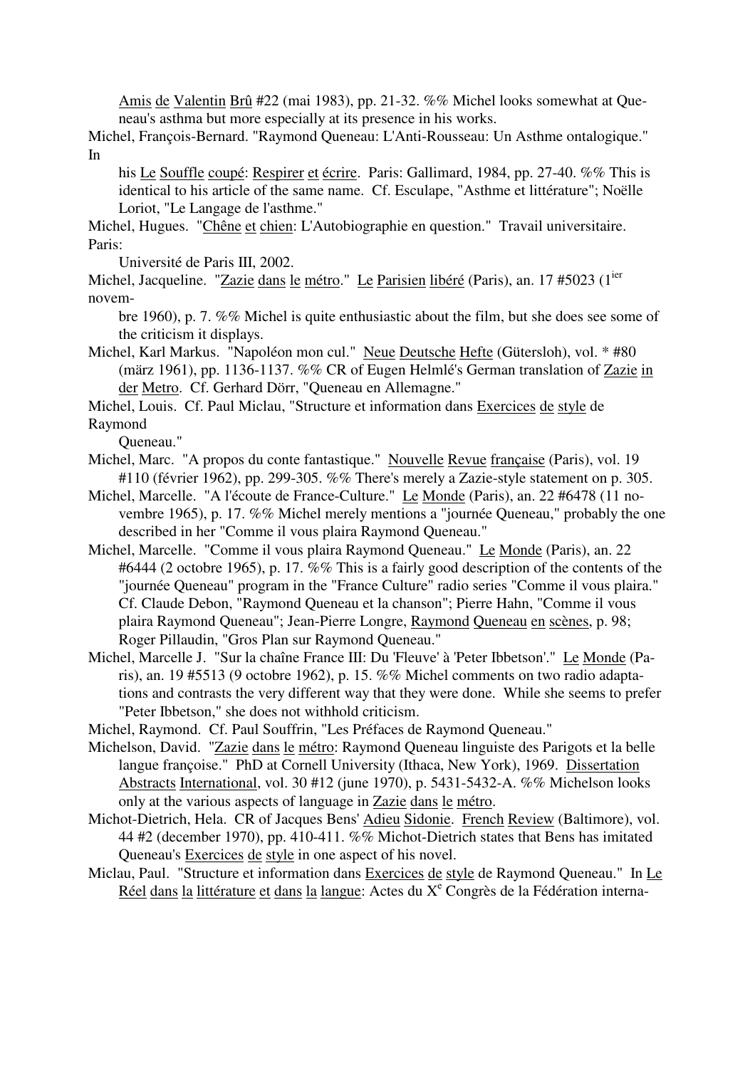Amis de Valentin Brû #22 (mai 1983), pp. 21-32. %% Michel looks somewhat at Queneau's asthma but more especially at its presence in his works.

Michel, François-Bernard. "Raymond Queneau: L'Anti-Rousseau: Un Asthme ontalogique." In his Le Souffle coupé: Respirer et écrire. Paris: Gallimard, 1984, pp. 27-40. %% This is identical to his article of the same name. Cf. Esculape, "Asthme et littérature"; Noëlle Loriot, "Le Langage de l'asthme."

Michel, Hugues. "Chêne et chien: L'Autobiographie en question." Travail universitaire. Paris: Université de Paris III, 2002.

Michel, Jacqueline. "Zazie dans le métro." Le Parisien libéré (Paris), an. 17 #5023 (1ier novembre 1960), p. 7. %% Michel is quite enthusiastic about the film, but she does see some of the criticism it displays.

Michel, Karl Markus. "Napoléon mon cul." Neue Deutsche Hefte (Gütersloh), vol. * #80 (märz 1961), pp. 1136-1137. %% CR of Eugen Helmlé's German translation of Zazie in der Metro. Cf. Gerhard Dörr, "Queneau en Allemagne."

Michel, Louis. Cf. Paul Miclau, "Structure et information dans Exercices de style de Raymond Queneau."

Michel, Marc. "A propos du conte fantastique." Nouvelle Revue française (Paris), vol. 19 #110 (février 1962), pp. 299-305. %% There's merely a Zazie-style statement on p. 305.

Michel, Marcelle. "A l'écoute de France-Culture." Le Monde (Paris), an. 22 #6478 (11 novembre 1965), p. 17. %% Michel merely mentions a "journée Queneau," probably the one described in her "Comme il vous plaira Raymond Queneau."

Michel, Marcelle. "Comme il vous plaira Raymond Queneau." Le Monde (Paris), an. 22 #6444 (2 octobre 1965), p. 17. %% This is a fairly good description of the contents of the "journée Queneau" program in the "France Culture" radio series "Comme il vous plaira." Cf. Claude Debon, "Raymond Queneau et la chanson"; Pierre Hahn, "Comme il vous plaira Raymond Queneau"; Jean-Pierre Longre, Raymond Queneau en scènes, p. 98; Roger Pillaudin, "Gros Plan sur Raymond Queneau."

Michel, Marcelle J. "Sur la chaîne France III: Du 'Fleuve' à 'Peter Ibbetson'." Le Monde (Paris), an. 19 #5513 (9 octobre 1962), p. 15. %% Michel comments on two radio adaptations and contrasts the very different way that they were done. While she seems to prefer "Peter Ibbetson," she does not withhold criticism.

Michel, Raymond. Cf. Paul Souffrin, "Les Préfaces de Raymond Queneau."

Michelson, David. "Zazie dans le métro: Raymond Queneau linguiste des Parigots et la belle langue françoise." PhD at Cornell University (Ithaca, New York), 1969. Dissertation Abstracts International, vol. 30 #12 (june 1970), p. 5431-5432-A. %% Michelson looks only at the various aspects of language in Zazie dans le métro.

Michot-Dietrich, Hela. CR of Jacques Bens' Adieu Sidonie. French Review (Baltimore), vol. 44 #2 (december 1970), pp. 410-411. %% Michot-Dietrich states that Bens has imitated Queneau's Exercices de style in one aspect of his novel.

Miclau, Paul. "Structure et information dans Exercices de style de Raymond Queneau." In Le Réel dans la littérature et dans la langue: Actes du Xe Congrès de la Fédération interna-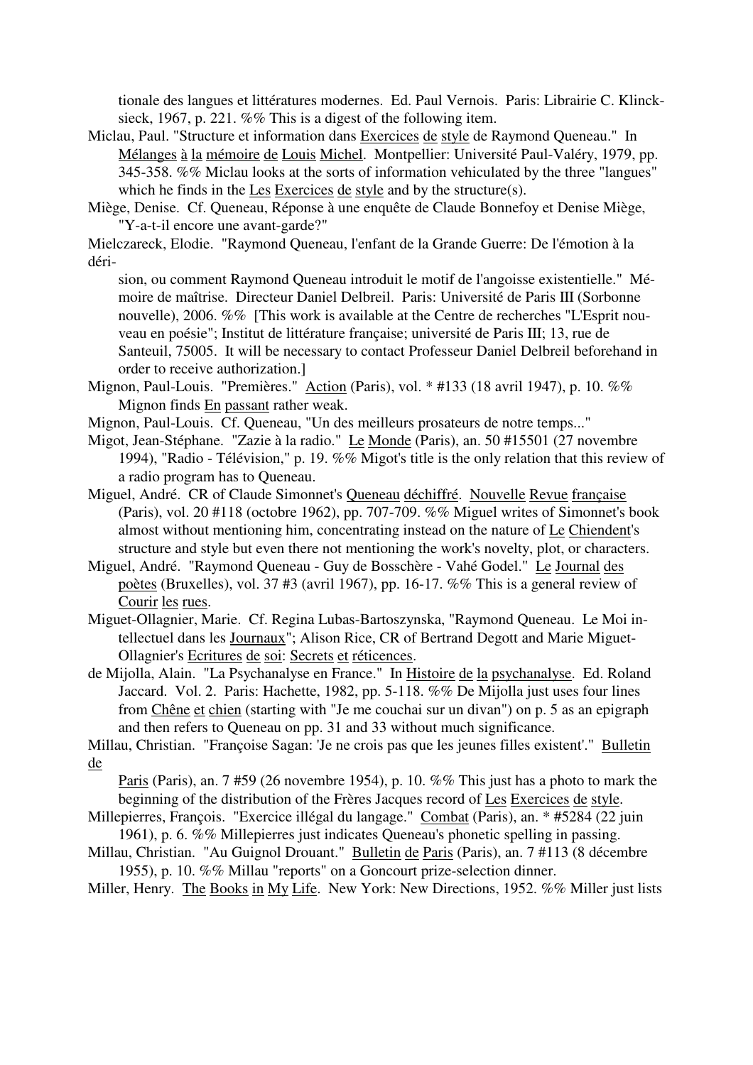tionale des langues et littératures modernes. Ed. Paul Vernois. Paris: Librairie C. Klincksieck, 1967, p. 221. %% This is a digest of the following item.

Miclau, Paul. "Structure et information dans Exercices de style de Raymond Queneau." In Mélanges à la mémoire de Louis Michel. Montpellier: Université Paul-Valéry, 1979, pp. 345-358. %% Miclau looks at the sorts of information vehiculated by the three "langues" which he finds in the Les Exercices de style and by the structure(s).

Miège, Denise. Cf. Queneau, Réponse à une enquête de Claude Bonnefoy et Denise Miège, "Y-a-t-il encore une avant-garde?"

Mielczareck, Elodie. "Raymond Queneau, l'enfant de la Grande Guerre: De l'émotion à la dérision, ou comment Raymond Queneau introduit le motif de l'angoisse existentielle." Mémoire de maîtrise. Directeur Daniel Delbreil. Paris: Université de Paris III (Sorbonne nouvelle), 2006. %% [This work is available at the Centre de recherches "L'Esprit nouveau en poésie"; Institut de littérature française; université de Paris III; 13, rue de Santeuil, 75005. It will be necessary to contact Professeur Daniel Delbreil beforehand in order to receive authorization.]

Mignon, Paul-Louis. "Premières." Action (Paris), vol. * #133 (18 avril 1947), p. 10. %% Mignon finds En passant rather weak.

Mignon, Paul-Louis. Cf. Queneau, "Un des meilleurs prosateurs de notre temps..."

Migot, Jean-Stéphane. "Zazie à la radio." Le Monde (Paris), an. 50 #15501 (27 novembre 1994), "Radio - Télévision," p. 19. %% Migot's title is the only relation that this review of a radio program has to Queneau.

Miguel, André. CR of Claude Simonnet's Queneau déchiffré. Nouvelle Revue française (Paris), vol. 20 #118 (octobre 1962), pp. 707-709. %% Miguel writes of Simonnet's book almost without mentioning him, concentrating instead on the nature of Le Chiendent's structure and style but even there not mentioning the work's novelty, plot, or characters.

Miguel, André. "Raymond Queneau - Guy de Bosschère - Vahé Godel." Le Journal des poètes (Bruxelles), vol. 37 #3 (avril 1967), pp. 16-17. %% This is a general review of Courir les rues.

Miguet-Ollagnier, Marie. Cf. Regina Lubas-Bartoszynska, "Raymond Queneau. Le Moi intellectuel dans les Journaux"; Alison Rice, CR of Bertrand Degott and Marie Miguet-Ollagnier's Ecritures de soi: Secrets et réticences.

de Mijolla, Alain. "La Psychanalyse en France." In Histoire de la psychanalyse. Ed. Roland Jaccard. Vol. 2. Paris: Hachette, 1982, pp. 5-118. %% De Mijolla just uses four lines from Chêne et chien (starting with "Je me couchai sur un divan") on p. 5 as an epigraph and then refers to Queneau on pp. 31 and 33 without much significance.

Millau, Christian. "Françoise Sagan: 'Je ne crois pas que les jeunes filles existent'." Bulletin de Paris (Paris), an. 7 #59 (26 novembre 1954), p. 10. %% This just has a photo to mark the beginning of the distribution of the Frères Jacques record of Les Exercices de style.

Millepierres, François. "Exercice illégal du langage." Combat (Paris), an. * #5284 (22 juin 1961), p. 6. %% Millepierres just indicates Queneau's phonetic spelling in passing.

Millau, Christian. "Au Guignol Drouant." Bulletin de Paris (Paris), an. 7 #113 (8 décembre 1955), p. 10. %% Millau "reports" on a Goncourt prize-selection dinner.

Miller, Henry. The Books in My Life. New York: New Directions, 1952. %% Miller just lists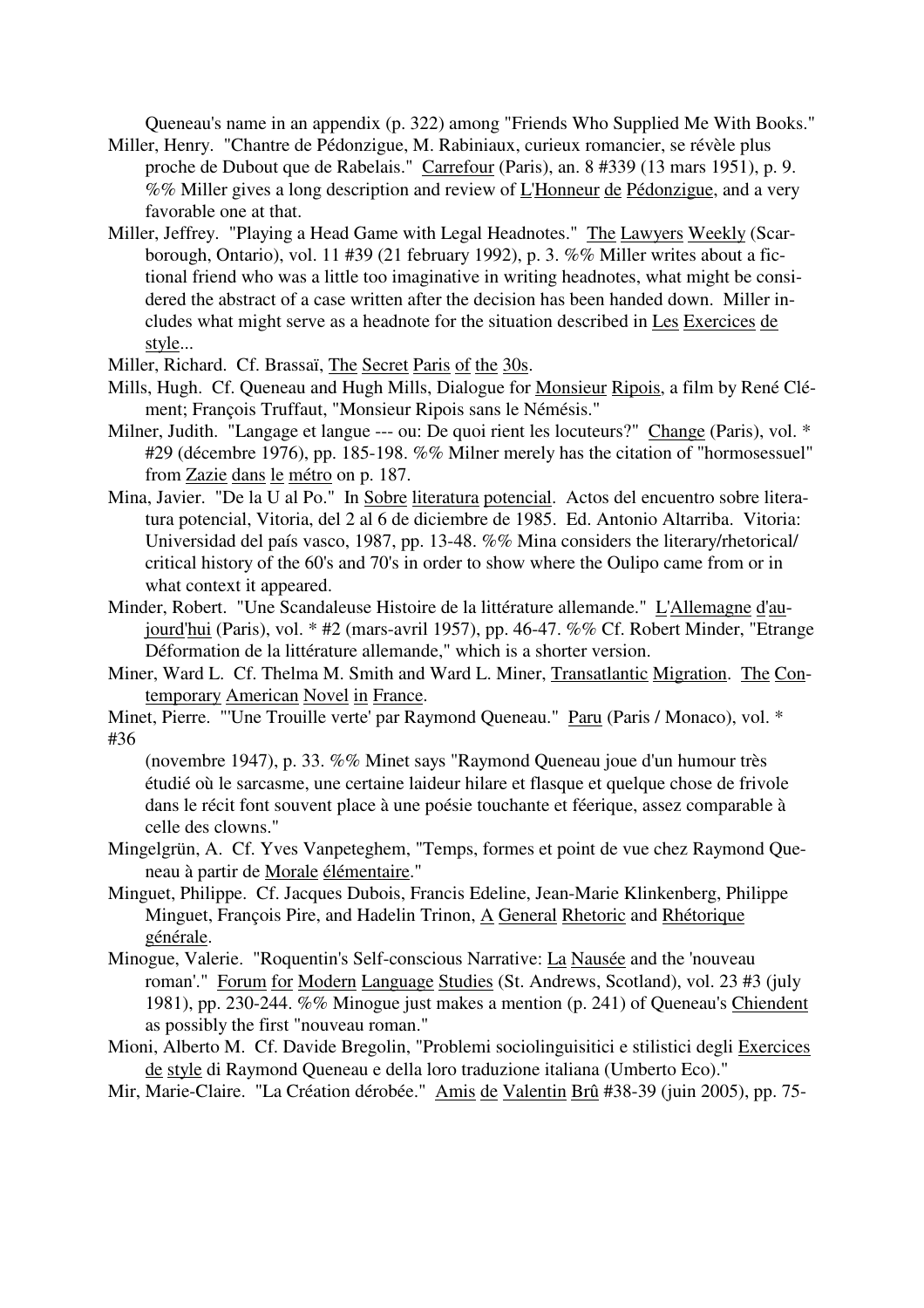Queneau's name in an appendix (p. 322) among "Friends Who Supplied Me With Books."

Miller, Henry. "Chantre de Pédonzigue, M. Rabiniaux, curieux romancier, se révèle plus proche de Dubout que de Rabelais." Carrefour (Paris), an. 8 #339 (13 mars 1951), p. 9. %% Miller gives a long description and review of L'Honneur de Pédonzigue, and a very favorable one at that.

Miller, Jeffrey. "Playing a Head Game with Legal Headnotes." The Lawyers Weekly (Scarborough, Ontario), vol. 11 #39 (21 february 1992), p. 3. %% Miller writes about a fictional friend who was a little too imaginative in writing headnotes, what might be considered the abstract of a case written after the decision has been handed down. Miller includes what might serve as a headnote for the situation described in Les Exercices de style...

Miller, Richard. Cf. Brassaï, The Secret Paris of the 30s.

Mills, Hugh. Cf. Queneau and Hugh Mills, Dialogue for Monsieur Ripois, a film by René Clément; François Truffaut, "Monsieur Ripois sans le Némésis."

Milner, Judith. "Langage et langue --- ou: De quoi rient les locuteurs?" Change (Paris), vol. * #29 (décembre 1976), pp. 185-198. %% Milner merely has the citation of "hormosessuel" from Zazie dans le métro on p. 187.

Mina, Javier. "De la U al Po." In Sobre literatura potencial. Actos del encuentro sobre literatura potencial, Vitoria, del 2 al 6 de diciembre de 1985. Ed. Antonio Altarriba. Vitoria: Universidad del país vasco, 1987, pp. 13-48. %% Mina considers the literary/rhetorical/critical history of the 60's and 70's in order to show where the Oulipo came from or in what context it appeared.

Minder, Robert. "Une Scandaleuse Histoire de la littérature allemande." L'Allemagne d'aujourd'hui (Paris), vol. * #2 (mars-avril 1957), pp. 46-47. %% Cf. Robert Minder, "Etrange Déformation de la littérature allemande," which is a shorter version.

Miner, Ward L. Cf. Thelma M. Smith and Ward L. Miner, Transatlantic Migration. The Contemporary American Novel in France.

Minet, Pierre. "'Une Trouille verte' par Raymond Queneau." Paru (Paris / Monaco), vol. * #36 (novembre 1947), p. 33. %% Minet says "Raymond Queneau joue d'un humour très étudié où le sarcasme, une certaine laideur hilare et flasque et quelque chose de frivole dans le récit font souvent place à une poésie touchante et féerique, assez comparable à celle des clowns."

Mingelgrün, A. Cf. Yves Vanpeteghem, "Temps, formes et point de vue chez Raymond Queneau à partir de Morale élémentaire."

Minguet, Philippe. Cf. Jacques Dubois, Francis Edeline, Jean-Marie Klinkenberg, Philippe Minguet, François Pire, and Hadelin Trinon, A General Rhetoric and Rhétorique générale.

Minogue, Valerie. "Roquentin's Self-conscious Narrative: La Nausée and the 'nouveau roman'." Forum for Modern Language Studies (St. Andrews, Scotland), vol. 23 #3 (july 1981), pp. 230-244. %% Minogue just makes a mention (p. 241) of Queneau's Chiendent as possibly the first "nouveau roman."

Mioni, Alberto M. Cf. Davide Bregolin, "Problemi sociolinguisitici e stilistici degli Exercices de style di Raymond Queneau e della loro traduzione italiana (Umberto Eco)."

Mir, Marie-Claire. "La Création dérobée." Amis de Valentin Brû #38-39 (juin 2005), pp. 75-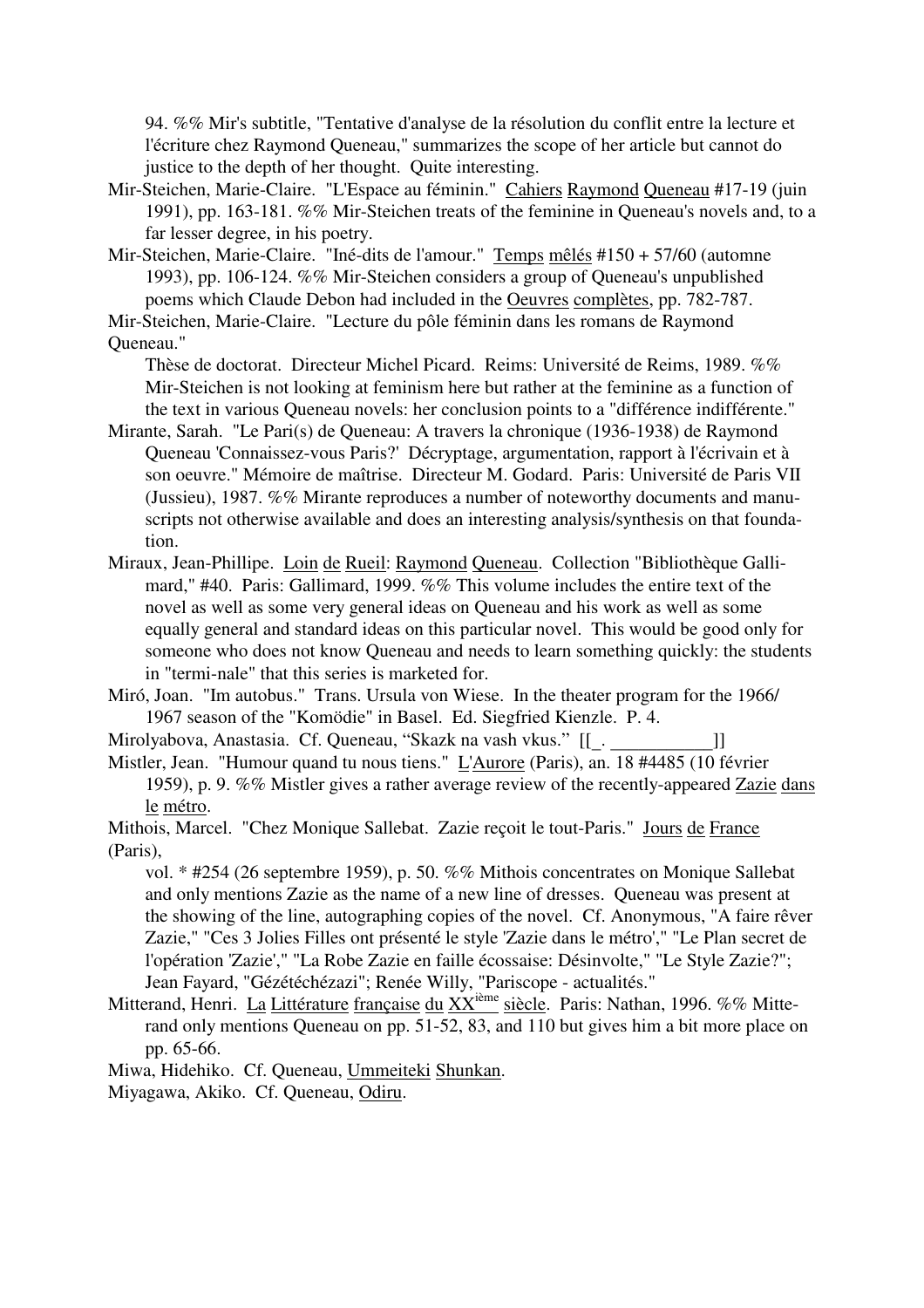94. %% Mir's subtitle, "Tentative d'analyse de la résolution du conflit entre la lecture et l'écriture chez Raymond Queneau," summarizes the scope of her article but cannot do justice to the depth of her thought. Quite interesting.

Mir-Steichen, Marie-Claire. "L'Espace au féminin." Cahiers Raymond Queneau #17-19 (juin 1991), pp. 163-181. %% Mir-Steichen treats of the feminine in Queneau's novels and, to a far lesser degree, in his poetry.

Mir-Steichen, Marie-Claire. "Iné-dits de l'amour." Temps mêlés #150 + 57/60 (automne 1993), pp. 106-124. %% Mir-Steichen considers a group of Queneau's unpublished poems which Claude Debon had included in the Oeuvres complètes, pp. 782-787.

Mir-Steichen, Marie-Claire. "Lecture du pôle féminin dans les romans de Raymond Queneau."
Thèse de doctorat. Directeur Michel Picard. Reims: Université de Reims, 1989. %% Mir-Steichen is not looking at feminism here but rather at the feminine as a function of the text in various Queneau novels: her conclusion points to a "différence indifférente."

Mirante, Sarah. "Le Pari(s) de Queneau: A travers la chronique (1936-1938) de Raymond Queneau 'Connaissez-vous Paris?' Décryptage, argumentation, rapport à l'écrivain et à son oeuvre." Mémoire de maîtrise. Directeur M. Godard. Paris: Université de Paris VII (Jussieu), 1987. %% Mirante reproduces a number of noteworthy documents and manu-scripts not otherwise available and does an interesting analysis/synthesis on that founda-tion.

Miraux, Jean-Phillipe. Loin de Rueil: Raymond Queneau. Collection "Bibliothèque Galli-mard," #40. Paris: Gallimard, 1999. %% This volume includes the entire text of the novel as well as some very general ideas on Queneau and his work as well as some equally general and standard ideas on this particular novel. This would be good only for someone who does not know Queneau and needs to learn something quickly: the students in "termi-nale" that this series is marketed for.

Miró, Joan. "Im autobus." Trans. Ursula von Wiese. In the theater program for the 1966/ 1967 season of the "Komödie" in Basel. Ed. Siegfried Kienzle. P. 4.

Mirolyabova, Anastasia. Cf. Queneau, "Skazk na vash vkus." [[_. ___________]]

Mistler, Jean. "Humour quand tu nous tiens." L'Aurore (Paris), an. 18 #4485 (10 février 1959), p. 9. %% Mistler gives a rather average review of the recently-appeared Zazie dans le métro.

Mithois, Marcel. "Chez Monique Sallebat. Zazie reçoit le tout-Paris." Jours de France (Paris),
vol. * #254 (26 septembre 1959), p. 50. %% Mithois concentrates on Monique Sallebat and only mentions Zazie as the name of a new line of dresses. Queneau was present at the showing of the line, autographing copies of the novel. Cf. Anonymous, "A faire rêver Zazie," "Ces 3 Jolies Filles ont présenté le style 'Zazie dans le métro'," "Le Plan secret de l'opération 'Zazie'," "La Robe Zazie en faille écossaise: Désinvolte," "Le Style Zazie?"; Jean Fayard, "Gézétéchézazi"; Renée Willy, "Pariscope - actualités."

Mitterand, Henri. La Littérature française du XXième siècle. Paris: Nathan, 1996. %% Mitte-rand only mentions Queneau on pp. 51-52, 83, and 110 but gives him a bit more place on pp. 65-66.

Miwa, Hidehiko. Cf. Queneau, Ummeiteki Shunkan.

Miyagawa, Akiko. Cf. Queneau, Odiru.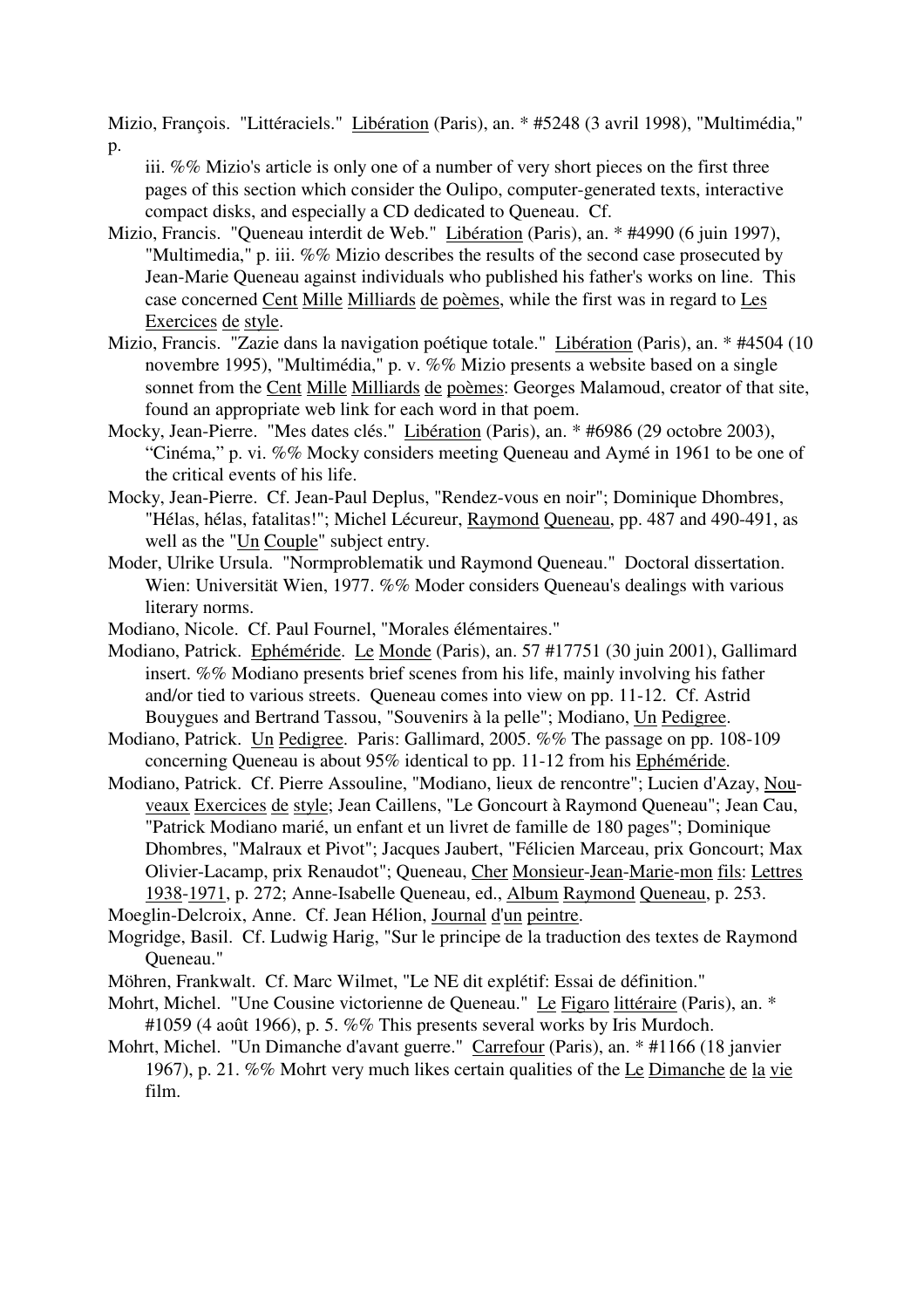Mizio, François. "Littéraciels." Libération (Paris), an. * #5248 (3 avril 1998), "Multimédia," p. iii. %% Mizio's article is only one of a number of very short pieces on the first three pages of this section which consider the Oulipo, computer-generated texts, interactive compact disks, and especially a CD dedicated to Queneau. Cf.

Mizio, Francis. "Queneau interdit de Web." Libération (Paris), an. * #4990 (6 juin 1997), "Multimedia," p. iii. %% Mizio describes the results of the second case prosecuted by Jean-Marie Queneau against individuals who published his father's works on line. This case concerned Cent Mille Milliards de poèmes, while the first was in regard to Les Exercices de style.

Mizio, Francis. "Zazie dans la navigation poétique totale." Libération (Paris), an. * #4504 (10 novembre 1995), "Multimédia," p. v. %% Mizio presents a website based on a single sonnet from the Cent Mille Milliards de poèmes: Georges Malamoud, creator of that site, found an appropriate web link for each word in that poem.

Mocky, Jean-Pierre. "Mes dates clés." Libération (Paris), an. * #6986 (29 octobre 2003), "Cinéma," p. vi. %% Mocky considers meeting Queneau and Aymé in 1961 to be one of the critical events of his life.

Mocky, Jean-Pierre. Cf. Jean-Paul Deplus, "Rendez-vous en noir"; Dominique Dhombres, "Hélas, hélas, fatalitas!"; Michel Lécureur, Raymond Queneau, pp. 487 and 490-491, as well as the "Un Couple" subject entry.

Moder, Ulrike Ursula. "Normproblematik und Raymond Queneau." Doctoral dissertation. Wien: Universität Wien, 1977. %% Moder considers Queneau's dealings with various literary norms.

Modiano, Nicole. Cf. Paul Fournel, "Morales élémentaires."

Modiano, Patrick. Ephéméride. Le Monde (Paris), an. 57 #17751 (30 juin 2001), Gallimard insert. %% Modiano presents brief scenes from his life, mainly involving his father and/or tied to various streets. Queneau comes into view on pp. 11-12. Cf. Astrid Bouygues and Bertrand Tassou, "Souvenirs à la pelle"; Modiano, Un Pedigree.

Modiano, Patrick. Un Pedigree. Paris: Gallimard, 2005. %% The passage on pp. 108-109 concerning Queneau is about 95% identical to pp. 11-12 from his Ephéméride.

Modiano, Patrick. Cf. Pierre Assouline, "Modiano, lieux de rencontre"; Lucien d'Azay, Nouveaux Exercices de style; Jean Caillens, "Le Goncourt à Raymond Queneau"; Jean Cau, "Patrick Modiano marié, un enfant et un livret de famille de 180 pages"; Dominique Dhombres, "Malraux et Pivot"; Jacques Jaubert, "Félicien Marceau, prix Goncourt; Max Olivier-Lacamp, prix Renaudot"; Queneau, Cher Monsieur-Jean-Marie-mon fils: Lettres 1938-1971, p. 272; Anne-Isabelle Queneau, ed., Album Raymond Queneau, p. 253.

Moeglin-Delcroix, Anne. Cf. Jean Hélion, Journal d'un peintre.

Mogridge, Basil. Cf. Ludwig Harig, "Sur le principe de la traduction des textes de Raymond Queneau."

Möhren, Frankwalt. Cf. Marc Wilmet, "Le NE dit explétif: Essai de définition."

Mohrt, Michel. "Une Cousine victorienne de Queneau." Le Figaro littéraire (Paris), an. * #1059 (4 août 1966), p. 5. %% This presents several works by Iris Murdoch.

Mohrt, Michel. "Un Dimanche d'avant guerre." Carrefour (Paris), an. * #1166 (18 janvier 1967), p. 21. %% Mohrt very much likes certain qualities of the Le Dimanche de la vie film.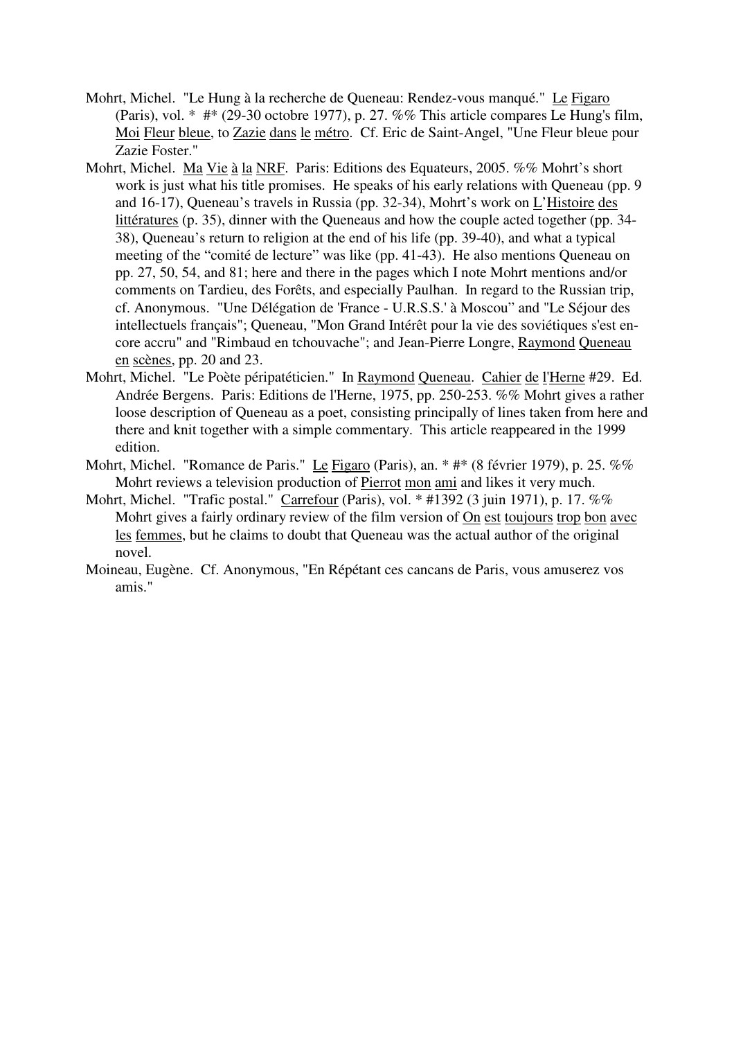Mohrt, Michel. "Le Hung à la recherche de Queneau: Rendez-vous manqué." Le Figaro (Paris), vol. * #* (29-30 octobre 1977), p. 27. %% This article compares Le Hung's film, Moi Fleur bleue, to Zazie dans le métro. Cf. Eric de Saint-Angel, "Une Fleur bleue pour Zazie Foster."

Mohrt, Michel. Ma Vie à la NRF. Paris: Editions des Equateurs, 2005. %% Mohrt's short work is just what his title promises. He speaks of his early relations with Queneau (pp. 9 and 16-17), Queneau's travels in Russia (pp. 32-34), Mohrt's work on L'Histoire des littératures (p. 35), dinner with the Queneaus and how the couple acted together (pp. 34-38), Queneau's return to religion at the end of his life (pp. 39-40), and what a typical meeting of the "comité de lecture" was like (pp. 41-43). He also mentions Queneau on pp. 27, 50, 54, and 81; here and there in the pages which I note Mohrt mentions and/or comments on Tardieu, des Forêts, and especially Paulhan. In regard to the Russian trip, cf. Anonymous. "Une Délégation de 'France - U.R.S.S.' à Moscou" and "Le Séjour des intellectuels français"; Queneau, "Mon Grand Intérêt pour la vie des soviétiques s'est encore accru" and "Rimbaud en tchouvache"; and Jean-Pierre Longre, Raymond Queneau en scènes, pp. 20 and 23.

Mohrt, Michel. "Le Poète péripatéticien." In Raymond Queneau. Cahier de l'Herne #29. Ed. Andrée Bergens. Paris: Editions de l'Herne, 1975, pp. 250-253. %% Mohrt gives a rather loose description of Queneau as a poet, consisting principally of lines taken from here and there and knit together with a simple commentary. This article reappeared in the 1999 edition.

Mohrt, Michel. "Romance de Paris." Le Figaro (Paris), an. * #* (8 février 1979), p. 25. %% Mohrt reviews a television production of Pierrot mon ami and likes it very much.

Mohrt, Michel. "Trafic postal." Carrefour (Paris), vol. * #1392 (3 juin 1971), p. 17. %% Mohrt gives a fairly ordinary review of the film version of On est toujours trop bon avec les femmes, but he claims to doubt that Queneau was the actual author of the original novel.

Moineau, Eugène. Cf. Anonymous, "En Répétant ces cancans de Paris, vous amuserez vos amis."